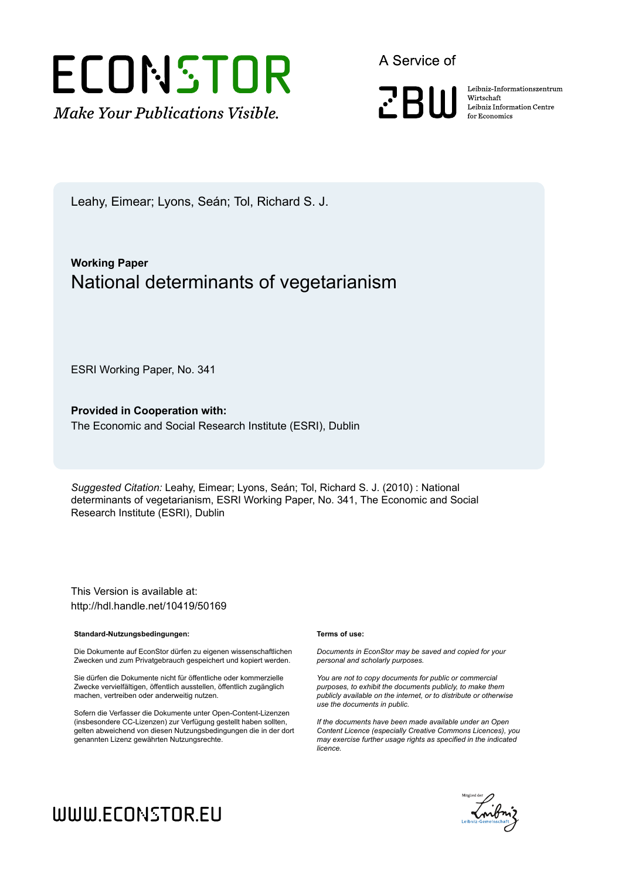ECONSTOR

*Make Your Publications Visible.*

A Service of

ZBW

Leibniz-Informationszentrum Wirtschaft
Leibniz Information Centre for Economics

Leahy, Eimear; Lyons, Seán; Tol, Richard S. J.

**Working Paper**

# National determinants of vegetarianism

ESRI Working Paper, No. 341

**Provided in Cooperation with:**
The Economic and Social Research Institute (ESRI), Dublin

*Suggested Citation:* Leahy, Eimear; Lyons, Seán; Tol, Richard S. J. (2010) : National determinants of vegetarianism, ESRI Working Paper, No. 341, The Economic and Social Research Institute (ESRI), Dublin

This Version is available at:
http://hdl.handle.net/10419/50169

**Standard-Nutzungsbedingungen:**

Die Dokumente auf EconStor dürfen zu eigenen wissenschaftlichen Zwecken und zum Privatgebrauch gespeichert und kopiert werden.

Sie dürfen die Dokumente nicht für öffentliche oder kommerzielle Zwecke vervielfältigen, öffentlich ausstellen, öffentlich zugänglich machen, vertreiben oder anderweitig nutzen.

Sofern die Verfasser die Dokumente unter Open-Content-Lizenzen (insbesondere CC-Lizenzen) zur Verfügung gestellt haben sollten, gelten abweichend von diesen Nutzungsbedingungen die in der dort genannten Lizenz gewährten Nutzungsrechte.

**Terms of use:**

*Documents in EconStor may be saved and copied for your personal and scholarly purposes.*

*You are not to copy documents for public or commercial purposes, to exhibit the documents publicly, to make them publicly available on the internet, or to distribute or otherwise use the documents in public.*

*If the documents have been made available under an Open Content Licence (especially Creative Commons Licences), you may exercise further usage rights as specified in the indicated licence.*

WWW.ECONSTOR.EU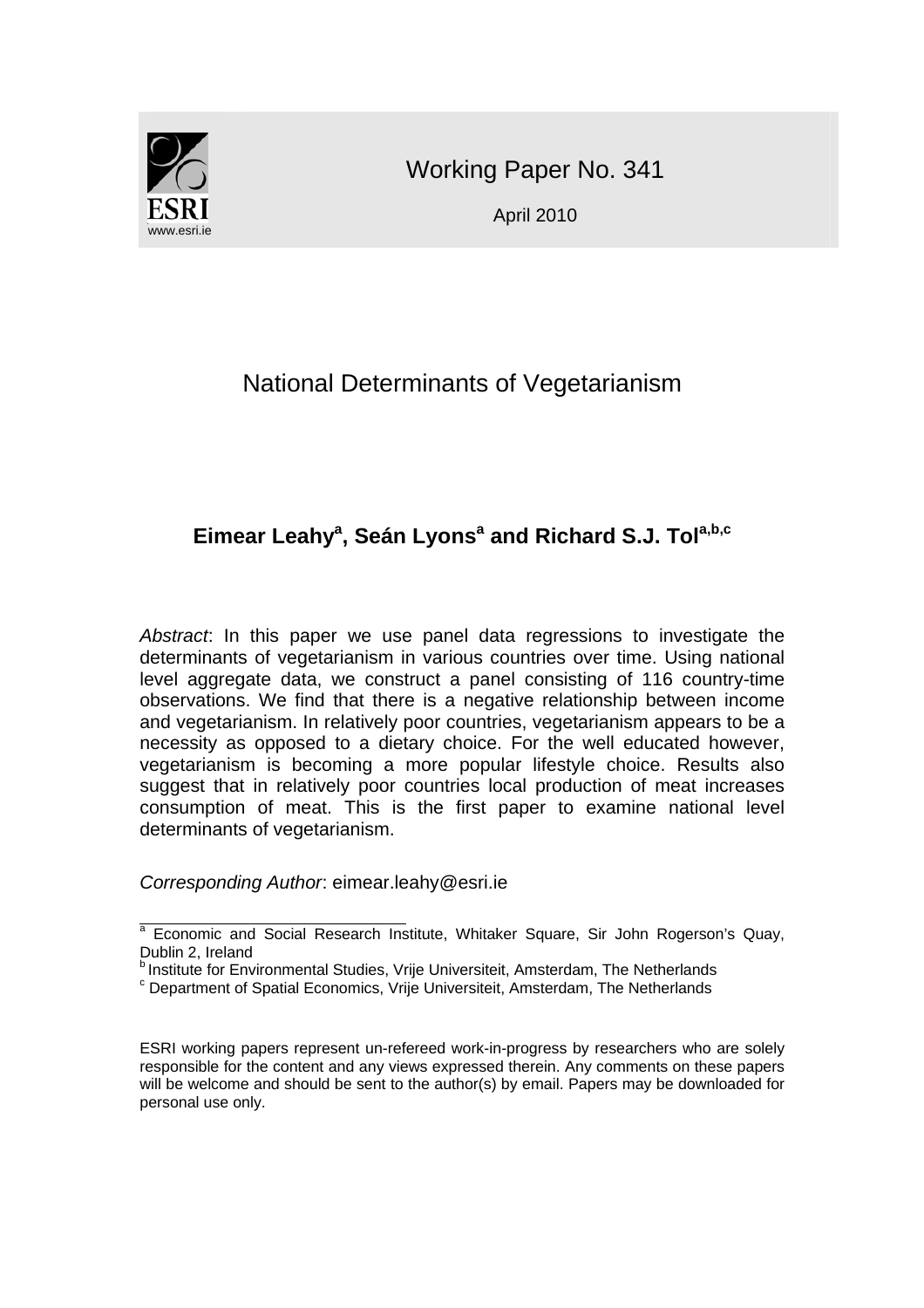ESRI

www.esri.ie

Working Paper No. 341

April 2010

# National Determinants of Vegetarianism

**Eimear Leahy[a], Seán Lyons[a] and Richard S.J. Tol[a,b,c]**

*Abstract*: In this paper we use panel data regressions to investigate the determinants of vegetarianism in various countries over time. Using national level aggregate data, we construct a panel consisting of 116 country-time observations. We find that there is a negative relationship between income and vegetarianism. In relatively poor countries, vegetarianism appears to be a necessity as opposed to a dietary choice. For the well educated however, vegetarianism is becoming a more popular lifestyle choice. Results also suggest that in relatively poor countries local production of meat increases consumption of meat. This is the first paper to examine national level determinants of vegetarianism.

*Corresponding Author*: eimear.leahy@esri.ie

[a] Economic and Social Research Institute, Whitaker Square, Sir John Rogerson's Quay, Dublin 2, Ireland

[b] Institute for Environmental Studies, Vrije Universiteit, Amsterdam, The Netherlands

[c] Department of Spatial Economics, Vrije Universiteit, Amsterdam, The Netherlands

ESRI working papers represent un-refereed work-in-progress by researchers who are solely responsible for the content and any views expressed therein. Any comments on these papers will be welcome and should be sent to the author(s) by email. Papers may be downloaded for personal use only.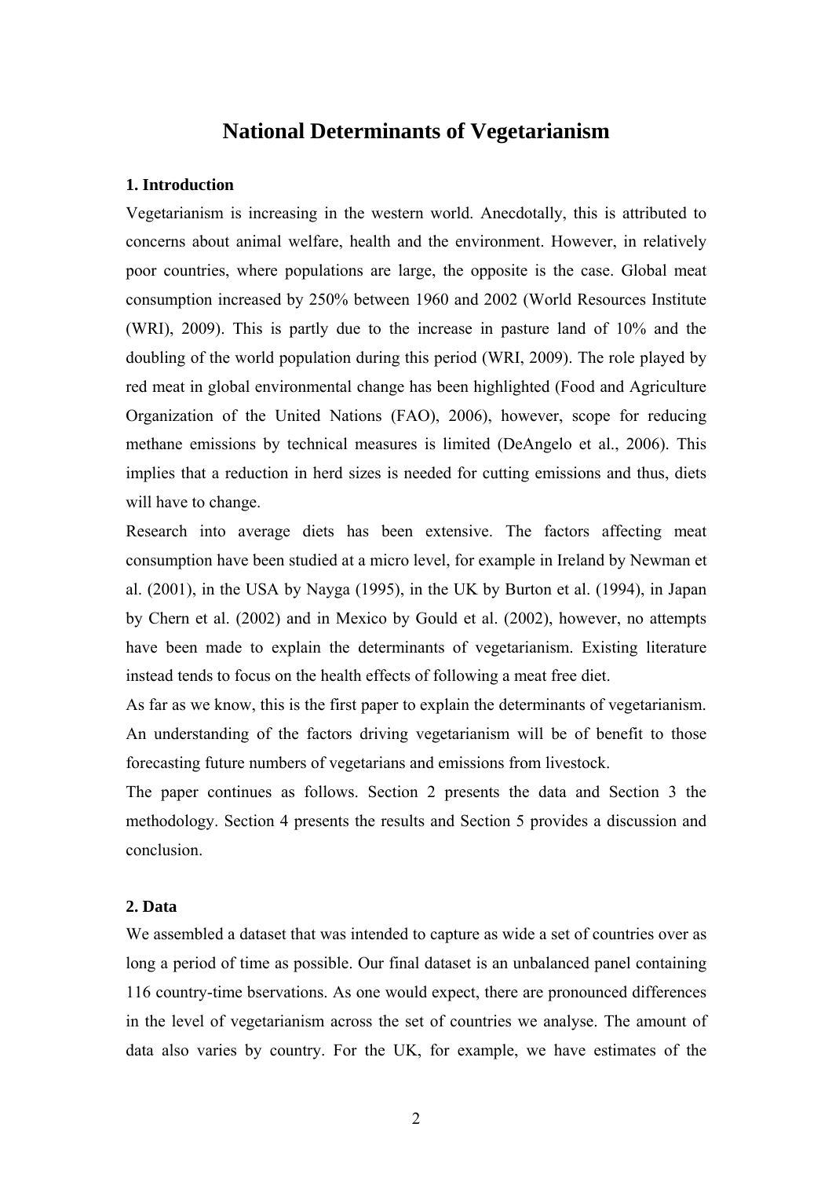# National Determinants of Vegetarianism

## 1. Introduction

Vegetarianism is increasing in the western world. Anecdotally, this is attributed to concerns about animal welfare, health and the environment. However, in relatively poor countries, where populations are large, the opposite is the case. Global meat consumption increased by 250% between 1960 and 2002 (World Resources Institute (WRI), 2009). This is partly due to the increase in pasture land of 10% and the doubling of the world population during this period (WRI, 2009). The role played by red meat in global environmental change has been highlighted (Food and Agriculture Organization of the United Nations (FAO), 2006), however, scope for reducing methane emissions by technical measures is limited (DeAngelo et al., 2006). This implies that a reduction in herd sizes is needed for cutting emissions and thus, diets will have to change.

Research into average diets has been extensive. The factors affecting meat consumption have been studied at a micro level, for example in Ireland by Newman et al. (2001), in the USA by Nayga (1995), in the UK by Burton et al. (1994), in Japan by Chern et al. (2002) and in Mexico by Gould et al. (2002), however, no attempts have been made to explain the determinants of vegetarianism. Existing literature instead tends to focus on the health effects of following a meat free diet.

As far as we know, this is the first paper to explain the determinants of vegetarianism. An understanding of the factors driving vegetarianism will be of benefit to those forecasting future numbers of vegetarians and emissions from livestock.

The paper continues as follows. Section 2 presents the data and Section 3 the methodology. Section 4 presents the results and Section 5 provides a discussion and conclusion.

## 2. Data

We assembled a dataset that was intended to capture as wide a set of countries over as long a period of time as possible. Our final dataset is an unbalanced panel containing 116 country-time bservations. As one would expect, there are pronounced differences in the level of vegetarianism across the set of countries we analyse. The amount of data also varies by country. For the UK, for example, we have estimates of the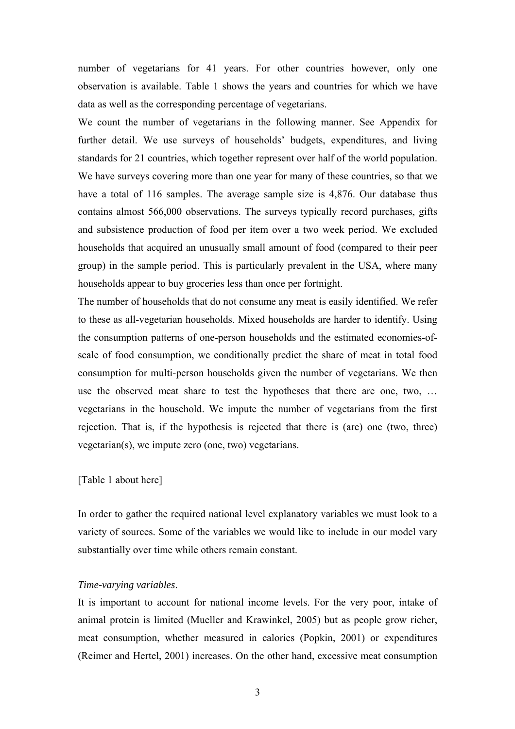number of vegetarians for 41 years. For other countries however, only one observation is available. Table 1 shows the years and countries for which we have data as well as the corresponding percentage of vegetarians.

We count the number of vegetarians in the following manner. See Appendix for further detail. We use surveys of households' budgets, expenditures, and living standards for 21 countries, which together represent over half of the world population. We have surveys covering more than one year for many of these countries, so that we have a total of 116 samples. The average sample size is 4,876. Our database thus contains almost 566,000 observations. The surveys typically record purchases, gifts and subsistence production of food per item over a two week period. We excluded households that acquired an unusually small amount of food (compared to their peer group) in the sample period. This is particularly prevalent in the USA, where many households appear to buy groceries less than once per fortnight.

The number of households that do not consume any meat is easily identified. We refer to these as all-vegetarian households. Mixed households are harder to identify. Using the consumption patterns of one-person households and the estimated economies-of-scale of food consumption, we conditionally predict the share of meat in total food consumption for multi-person households given the number of vegetarians. We then use the observed meat share to test the hypotheses that there are one, two, … vegetarians in the household. We impute the number of vegetarians from the first rejection. That is, if the hypothesis is rejected that there is (are) one (two, three) vegetarian(s), we impute zero (one, two) vegetarians.

[Table 1 about here]

In order to gather the required national level explanatory variables we must look to a variety of sources. Some of the variables we would like to include in our model vary substantially over time while others remain constant.

*Time-varying variables*.

It is important to account for national income levels. For the very poor, intake of animal protein is limited (Mueller and Krawinkel, 2005) but as people grow richer, meat consumption, whether measured in calories (Popkin, 2001) or expenditures (Reimer and Hertel, 2001) increases. On the other hand, excessive meat consumption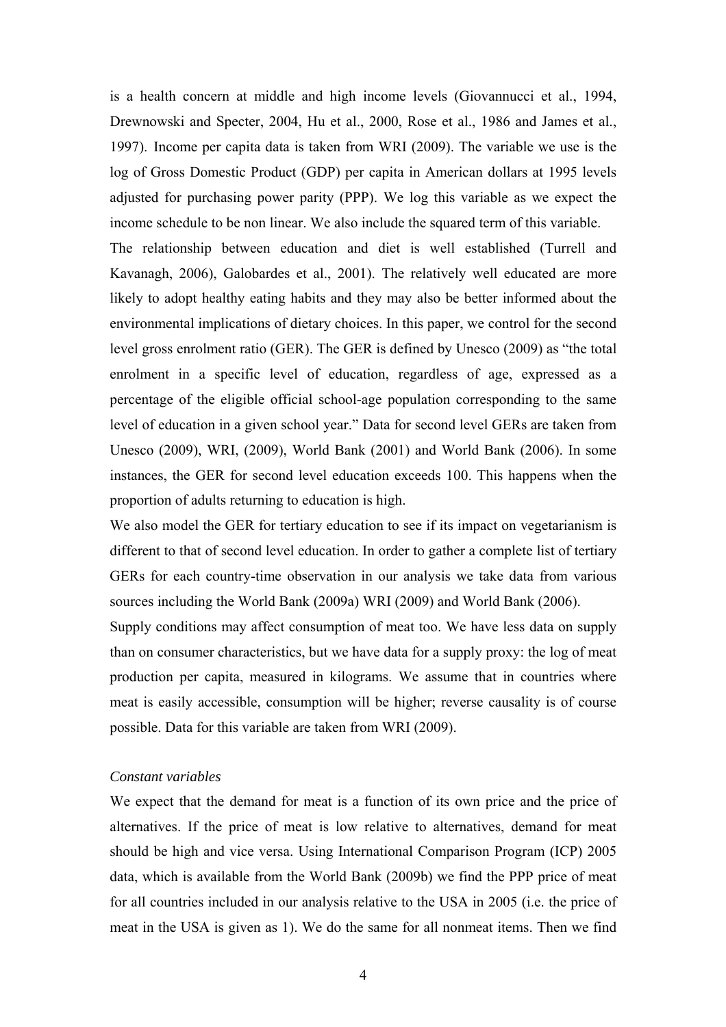is a health concern at middle and high income levels (Giovannucci et al., 1994, Drewnowski and Specter, 2004, Hu et al., 2000, Rose et al., 1986 and James et al., 1997). Income per capita data is taken from WRI (2009). The variable we use is the log of Gross Domestic Product (GDP) per capita in American dollars at 1995 levels adjusted for purchasing power parity (PPP). We log this variable as we expect the income schedule to be non linear. We also include the squared term of this variable.

The relationship between education and diet is well established (Turrell and Kavanagh, 2006), Galobardes et al., 2001). The relatively well educated are more likely to adopt healthy eating habits and they may also be better informed about the environmental implications of dietary choices. In this paper, we control for the second level gross enrolment ratio (GER). The GER is defined by Unesco (2009) as "the total enrolment in a specific level of education, regardless of age, expressed as a percentage of the eligible official school-age population corresponding to the same level of education in a given school year." Data for second level GERs are taken from Unesco (2009), WRI, (2009), World Bank (2001) and World Bank (2006). In some instances, the GER for second level education exceeds 100. This happens when the proportion of adults returning to education is high.

We also model the GER for tertiary education to see if its impact on vegetarianism is different to that of second level education. In order to gather a complete list of tertiary GERs for each country-time observation in our analysis we take data from various sources including the World Bank (2009a) WRI (2009) and World Bank (2006).

Supply conditions may affect consumption of meat too. We have less data on supply than on consumer characteristics, but we have data for a supply proxy: the log of meat production per capita, measured in kilograms. We assume that in countries where meat is easily accessible, consumption will be higher; reverse causality is of course possible. Data for this variable are taken from WRI (2009).

*Constant variables*

We expect that the demand for meat is a function of its own price and the price of alternatives. If the price of meat is low relative to alternatives, demand for meat should be high and vice versa. Using International Comparison Program (ICP) 2005 data, which is available from the World Bank (2009b) we find the PPP price of meat for all countries included in our analysis relative to the USA in 2005 (i.e. the price of meat in the USA is given as 1). We do the same for all nonmeat items. Then we find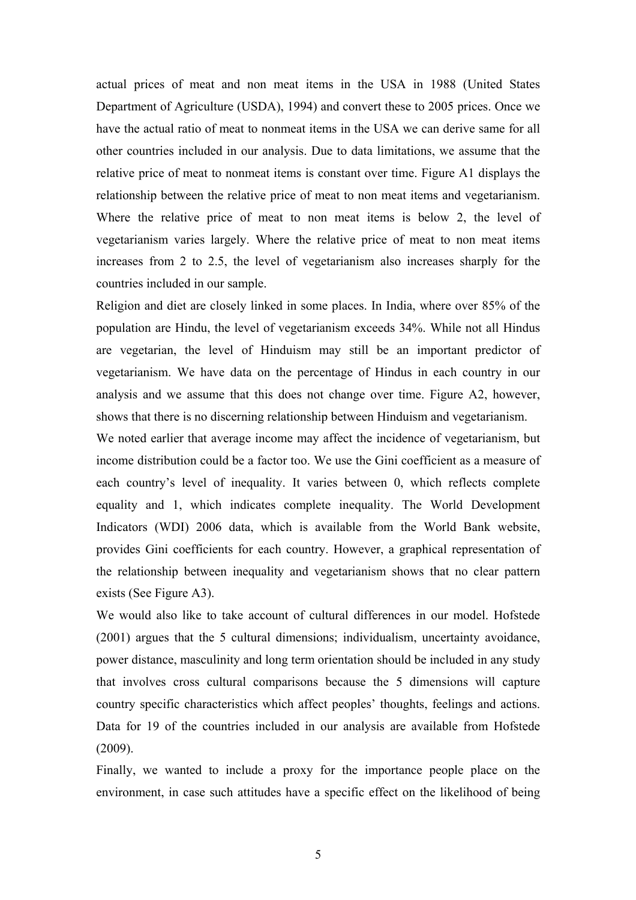actual prices of meat and non meat items in the USA in 1988 (United States Department of Agriculture (USDA), 1994) and convert these to 2005 prices. Once we have the actual ratio of meat to nonmeat items in the USA we can derive same for all other countries included in our analysis. Due to data limitations, we assume that the relative price of meat to nonmeat items is constant over time. Figure A1 displays the relationship between the relative price of meat to non meat items and vegetarianism. Where the relative price of meat to non meat items is below 2, the level of vegetarianism varies largely. Where the relative price of meat to non meat items increases from 2 to 2.5, the level of vegetarianism also increases sharply for the countries included in our sample.

Religion and diet are closely linked in some places. In India, where over 85% of the population are Hindu, the level of vegetarianism exceeds 34%. While not all Hindus are vegetarian, the level of Hinduism may still be an important predictor of vegetarianism. We have data on the percentage of Hindus in each country in our analysis and we assume that this does not change over time. Figure A2, however, shows that there is no discerning relationship between Hinduism and vegetarianism.

We noted earlier that average income may affect the incidence of vegetarianism, but income distribution could be a factor too. We use the Gini coefficient as a measure of each country's level of inequality. It varies between 0, which reflects complete equality and 1, which indicates complete inequality. The World Development Indicators (WDI) 2006 data, which is available from the World Bank website, provides Gini coefficients for each country. However, a graphical representation of the relationship between inequality and vegetarianism shows that no clear pattern exists (See Figure A3).

We would also like to take account of cultural differences in our model. Hofstede (2001) argues that the 5 cultural dimensions; individualism, uncertainty avoidance, power distance, masculinity and long term orientation should be included in any study that involves cross cultural comparisons because the 5 dimensions will capture country specific characteristics which affect peoples' thoughts, feelings and actions. Data for 19 of the countries included in our analysis are available from Hofstede (2009).

Finally, we wanted to include a proxy for the importance people place on the environment, in case such attitudes have a specific effect on the likelihood of being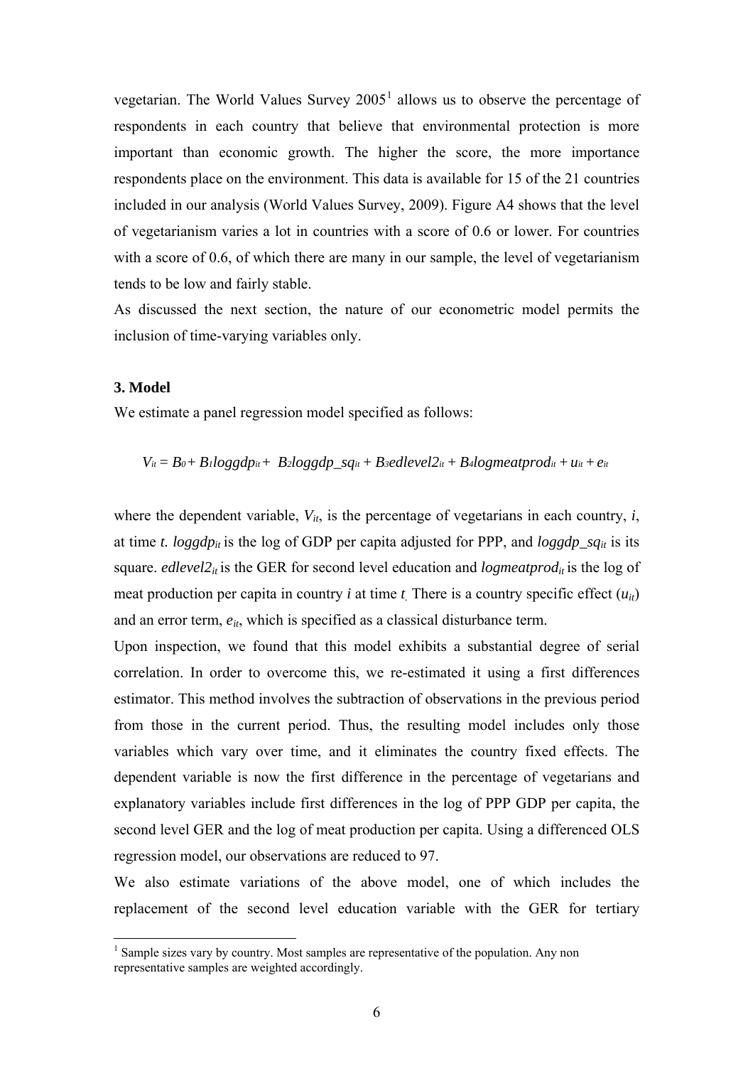vegetarian. The World Values Survey 2005[1] allows us to observe the percentage of respondents in each country that believe that environmental protection is more important than economic growth. The higher the score, the more importance respondents place on the environment. This data is available for 15 of the 21 countries included in our analysis (World Values Survey, 2009). Figure A4 shows that the level of vegetarianism varies a lot in countries with a score of 0.6 or lower. For countries with a score of 0.6, of which there are many in our sample, the level of vegetarianism tends to be low and fairly stable.

As discussed the next section, the nature of our econometric model permits the inclusion of time-varying variables only.

### 3. Model

We estimate a panel regression model specified as follows:

$$V_{it} = B_0 + B_1 loggdp_{it} + B_2 loggdp\_sq_{it} + B_3 edlevel2_{it} + B_4 logmeatprod_{it} + u_{it} + e_{it}$$

where the dependent variable, $V_{it}$, is the percentage of vegetarians in each country, $i$, at time $t$. $loggdp_{it}$ is the log of GDP per capita adjusted for PPP, and $loggdp\_sq_{it}$ is its square. $edlevel2_{it}$ is the GER for second level education and $logmeatprod_{it}$ is the log of meat production per capita in country $i$ at time $t$. There is a country specific effect ($u_{it}$) and an error term, $e_{it}$, which is specified as a classical disturbance term.

Upon inspection, we found that this model exhibits a substantial degree of serial correlation. In order to overcome this, we re-estimated it using a first differences estimator. This method involves the subtraction of observations in the previous period from those in the current period. Thus, the resulting model includes only those variables which vary over time, and it eliminates the country fixed effects. The dependent variable is now the first difference in the percentage of vegetarians and explanatory variables include first differences in the log of PPP GDP per capita, the second level GER and the log of meat production per capita. Using a differenced OLS regression model, our observations are reduced to 97.

We also estimate variations of the above model, one of which includes the replacement of the second level education variable with the GER for tertiary

[1] Sample sizes vary by country. Most samples are representative of the population. Any non representative samples are weighted accordingly.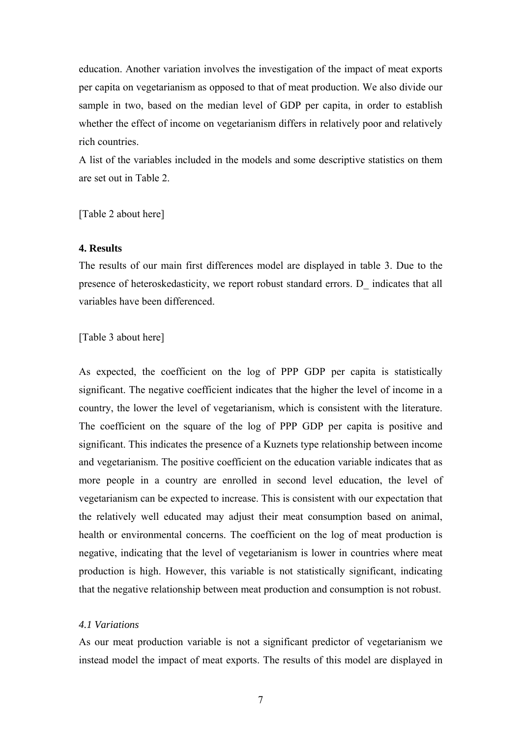education. Another variation involves the investigation of the impact of meat exports per capita on vegetarianism as opposed to that of meat production. We also divide our sample in two, based on the median level of GDP per capita, in order to establish whether the effect of income on vegetarianism differs in relatively poor and relatively rich countries.

A list of the variables included in the models and some descriptive statistics on them are set out in Table 2.

[Table 2 about here]

## 4. Results

The results of our main first differences model are displayed in table 3. Due to the presence of heteroskedasticity, we report robust standard errors. D_ indicates that all variables have been differenced.

[Table 3 about here]

As expected, the coefficient on the log of PPP GDP per capita is statistically significant. The negative coefficient indicates that the higher the level of income in a country, the lower the level of vegetarianism, which is consistent with the literature. The coefficient on the square of the log of PPP GDP per capita is positive and significant. This indicates the presence of a Kuznets type relationship between income and vegetarianism. The positive coefficient on the education variable indicates that as more people in a country are enrolled in second level education, the level of vegetarianism can be expected to increase. This is consistent with our expectation that the relatively well educated may adjust their meat consumption based on animal, health or environmental concerns. The coefficient on the log of meat production is negative, indicating that the level of vegetarianism is lower in countries where meat production is high. However, this variable is not statistically significant, indicating that the negative relationship between meat production and consumption is not robust.

### *4.1 Variations*

As our meat production variable is not a significant predictor of vegetarianism we instead model the impact of meat exports. The results of this model are displayed in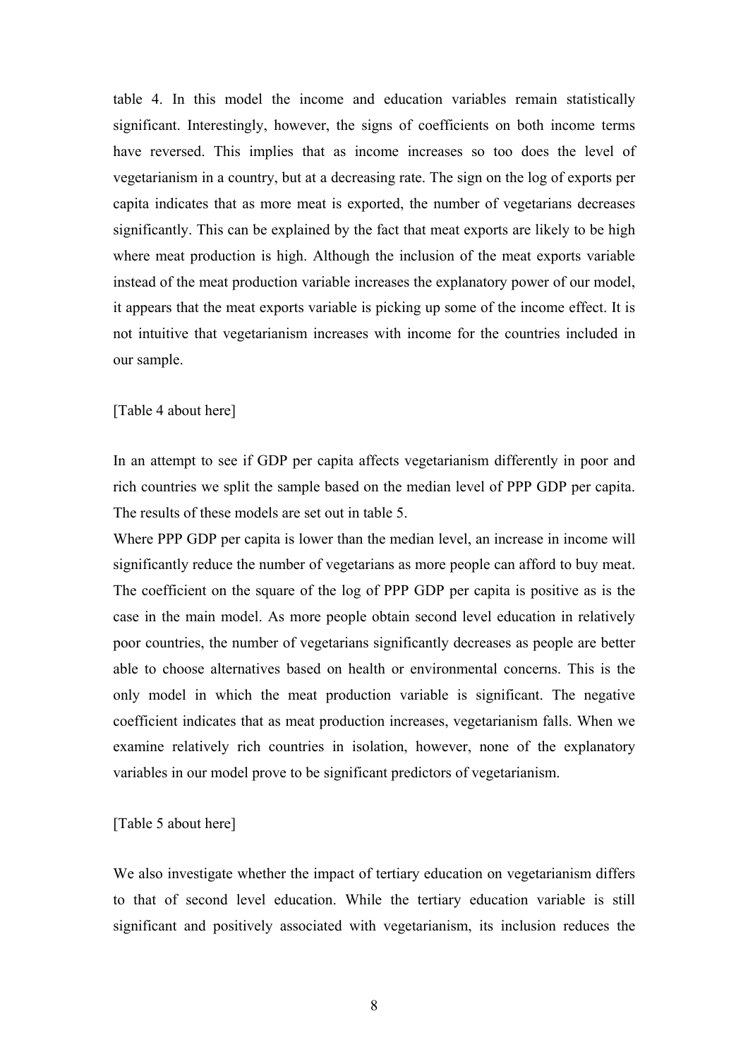table 4. In this model the income and education variables remain statistically significant. Interestingly, however, the signs of coefficients on both income terms have reversed. This implies that as income increases so too does the level of vegetarianism in a country, but at a decreasing rate. The sign on the log of exports per capita indicates that as more meat is exported, the number of vegetarians decreases significantly. This can be explained by the fact that meat exports are likely to be high where meat production is high. Although the inclusion of the meat exports variable instead of the meat production variable increases the explanatory power of our model, it appears that the meat exports variable is picking up some of the income effect. It is not intuitive that vegetarianism increases with income for the countries included in our sample.

[Table 4 about here]

In an attempt to see if GDP per capita affects vegetarianism differently in poor and rich countries we split the sample based on the median level of PPP GDP per capita. The results of these models are set out in table 5.

Where PPP GDP per capita is lower than the median level, an increase in income will significantly reduce the number of vegetarians as more people can afford to buy meat. The coefficient on the square of the log of PPP GDP per capita is positive as is the case in the main model. As more people obtain second level education in relatively poor countries, the number of vegetarians significantly decreases as people are better able to choose alternatives based on health or environmental concerns. This is the only model in which the meat production variable is significant. The negative coefficient indicates that as meat production increases, vegetarianism falls. When we examine relatively rich countries in isolation, however, none of the explanatory variables in our model prove to be significant predictors of vegetarianism.

[Table 5 about here]

We also investigate whether the impact of tertiary education on vegetarianism differs to that of second level education. While the tertiary education variable is still significant and positively associated with vegetarianism, its inclusion reduces the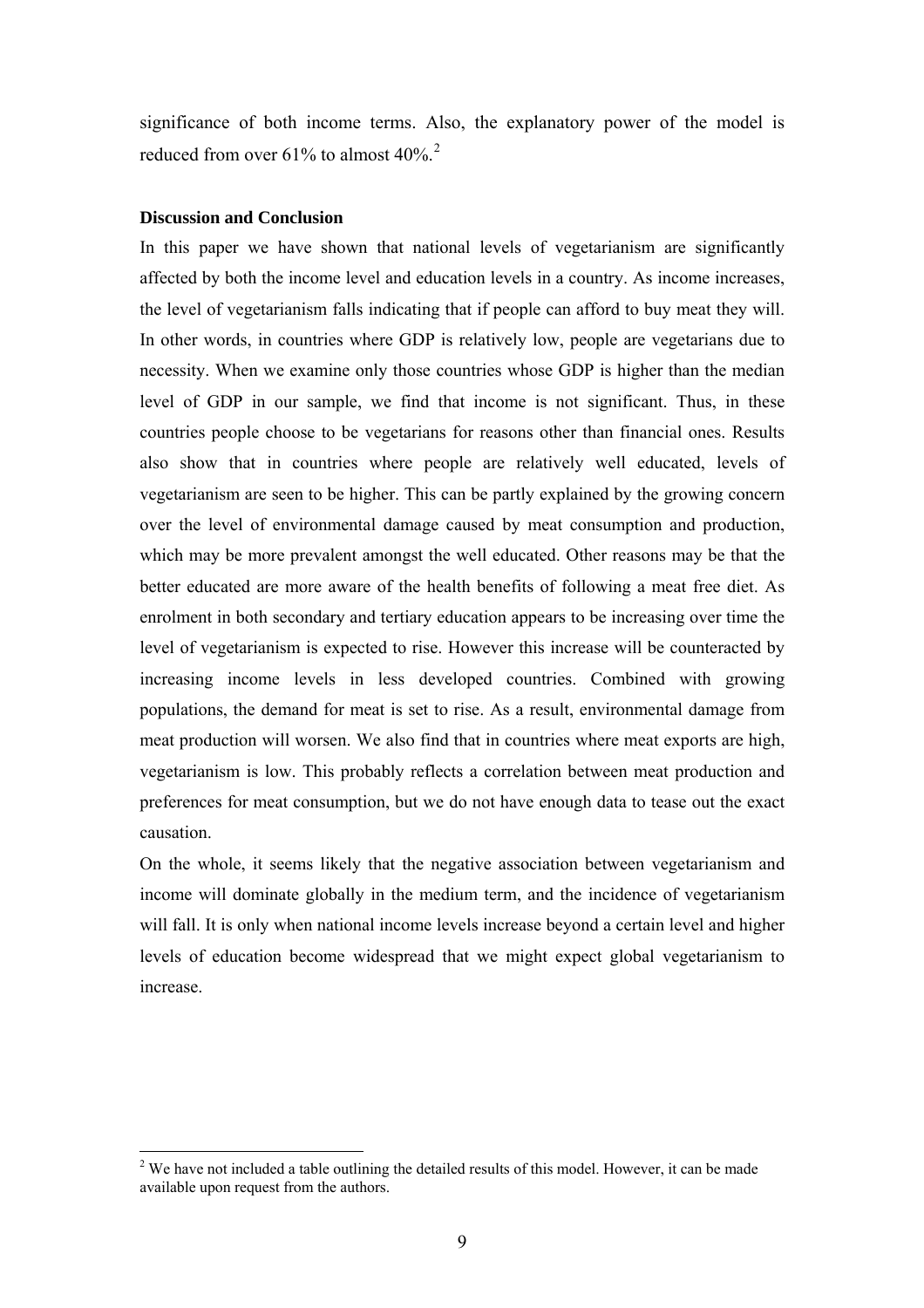significance of both income terms. Also, the explanatory power of the model is reduced from over 61% to almost 40%.[2]

**Discussion and Conclusion**

In this paper we have shown that national levels of vegetarianism are significantly affected by both the income level and education levels in a country. As income increases, the level of vegetarianism falls indicating that if people can afford to buy meat they will. In other words, in countries where GDP is relatively low, people are vegetarians due to necessity. When we examine only those countries whose GDP is higher than the median level of GDP in our sample, we find that income is not significant. Thus, in these countries people choose to be vegetarians for reasons other than financial ones. Results also show that in countries where people are relatively well educated, levels of vegetarianism are seen to be higher. This can be partly explained by the growing concern over the level of environmental damage caused by meat consumption and production, which may be more prevalent amongst the well educated. Other reasons may be that the better educated are more aware of the health benefits of following a meat free diet. As enrolment in both secondary and tertiary education appears to be increasing over time the level of vegetarianism is expected to rise. However this increase will be counteracted by increasing income levels in less developed countries. Combined with growing populations, the demand for meat is set to rise. As a result, environmental damage from meat production will worsen. We also find that in countries where meat exports are high, vegetarianism is low. This probably reflects a correlation between meat production and preferences for meat consumption, but we do not have enough data to tease out the exact causation.

On the whole, it seems likely that the negative association between vegetarianism and income will dominate globally in the medium term, and the incidence of vegetarianism will fall. It is only when national income levels increase beyond a certain level and higher levels of education become widespread that we might expect global vegetarianism to increase.

[2] We have not included a table outlining the detailed results of this model. However, it can be made available upon request from the authors.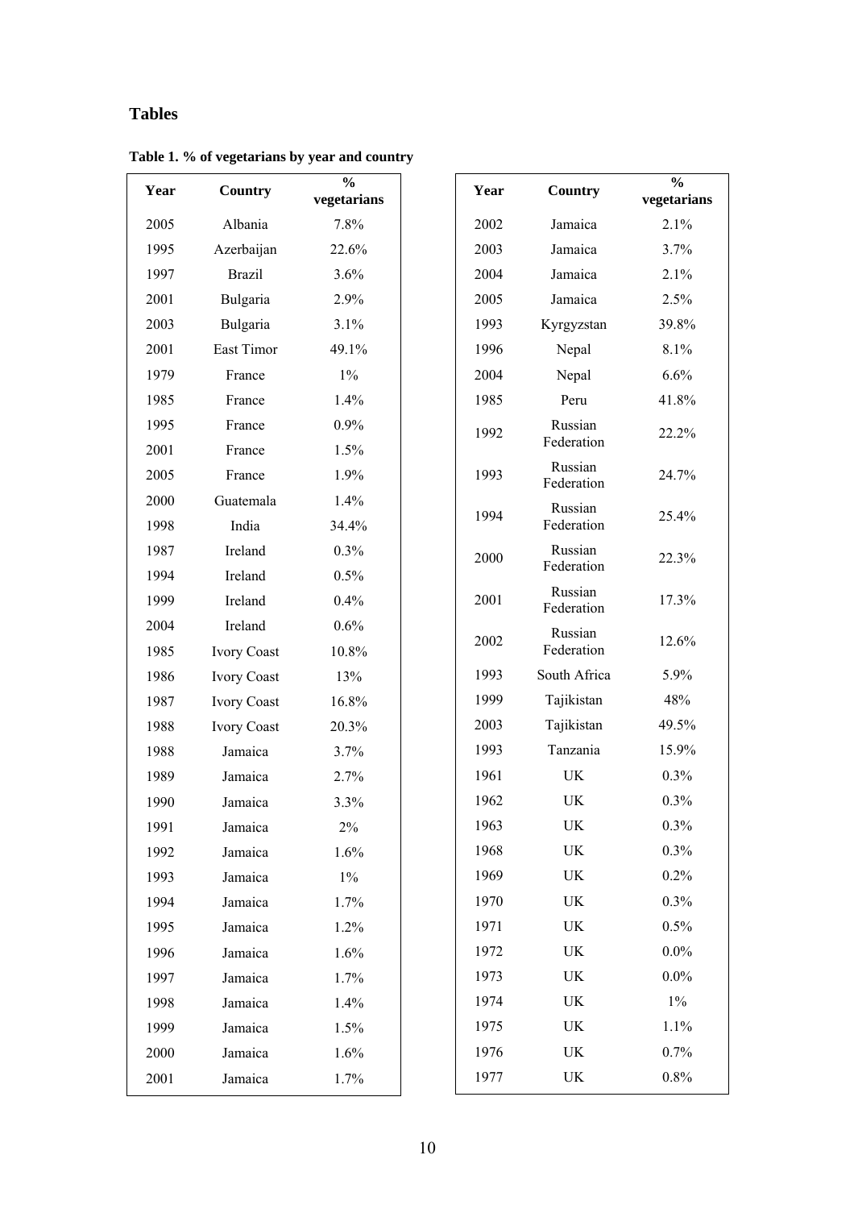## Tables

**Table 1. % of vegetarians by year and country**

| Year | Country | % vegetarians |
|---|---|---|
| 2005 | Albania | 7.8% |
| 1995 | Azerbaijan | 22.6% |
| 1997 | Brazil | 3.6% |
| 2001 | Bulgaria | 2.9% |
| 2003 | Bulgaria | 3.1% |
| 2001 | East Timor | 49.1% |
| 1979 | France | 1% |
| 1985 | France | 1.4% |
| 1995 | France | 0.9% |
| 2001 | France | 1.5% |
| 2005 | France | 1.9% |
| 2000 | Guatemala | 1.4% |
| 1998 | India | 34.4% |
| 1987 | Ireland | 0.3% |
| 1994 | Ireland | 0.5% |
| 1999 | Ireland | 0.4% |
| 2004 | Ireland | 0.6% |
| 1985 | Ivory Coast | 10.8% |
| 1986 | Ivory Coast | 13% |
| 1987 | Ivory Coast | 16.8% |
| 1988 | Ivory Coast | 20.3% |
| 1988 | Jamaica | 3.7% |
| 1989 | Jamaica | 2.7% |
| 1990 | Jamaica | 3.3% |
| 1991 | Jamaica | 2% |
| 1992 | Jamaica | 1.6% |
| 1993 | Jamaica | 1% |
| 1994 | Jamaica | 1.7% |
| 1995 | Jamaica | 1.2% |
| 1996 | Jamaica | 1.6% |
| 1997 | Jamaica | 1.7% |
| 1998 | Jamaica | 1.4% |
| 1999 | Jamaica | 1.5% |
| 2000 | Jamaica | 1.6% |
| 2001 | Jamaica | 1.7% |
| 2002 | Jamaica | 2.1% |
| 2003 | Jamaica | 3.7% |
| 2004 | Jamaica | 2.1% |
| 2005 | Jamaica | 2.5% |
| 1993 | Kyrgyzstan | 39.8% |
| 1996 | Nepal | 8.1% |
| 2004 | Nepal | 6.6% |
| 1985 | Peru | 41.8% |
| 1992 | Russian Federation | 22.2% |
| 1993 | Russian Federation | 24.7% |
| 1994 | Russian Federation | 25.4% |
| 2000 | Russian Federation | 22.3% |
| 2001 | Russian Federation | 17.3% |
| 2002 | Russian Federation | 12.6% |
| 1993 | South Africa | 5.9% |
| 1999 | Tajikistan | 48% |
| 2003 | Tajikistan | 49.5% |
| 1993 | Tanzania | 15.9% |
| 1961 | UK | 0.3% |
| 1962 | UK | 0.3% |
| 1963 | UK | 0.3% |
| 1968 | UK | 0.3% |
| 1969 | UK | 0.2% |
| 1970 | UK | 0.3% |
| 1971 | UK | 0.5% |
| 1972 | UK | 0.0% |
| 1973 | UK | 0.0% |
| 1974 | UK | 1% |
| 1975 | UK | 1.1% |
| 1976 | UK | 0.7% |
| 1977 | UK | 0.8% |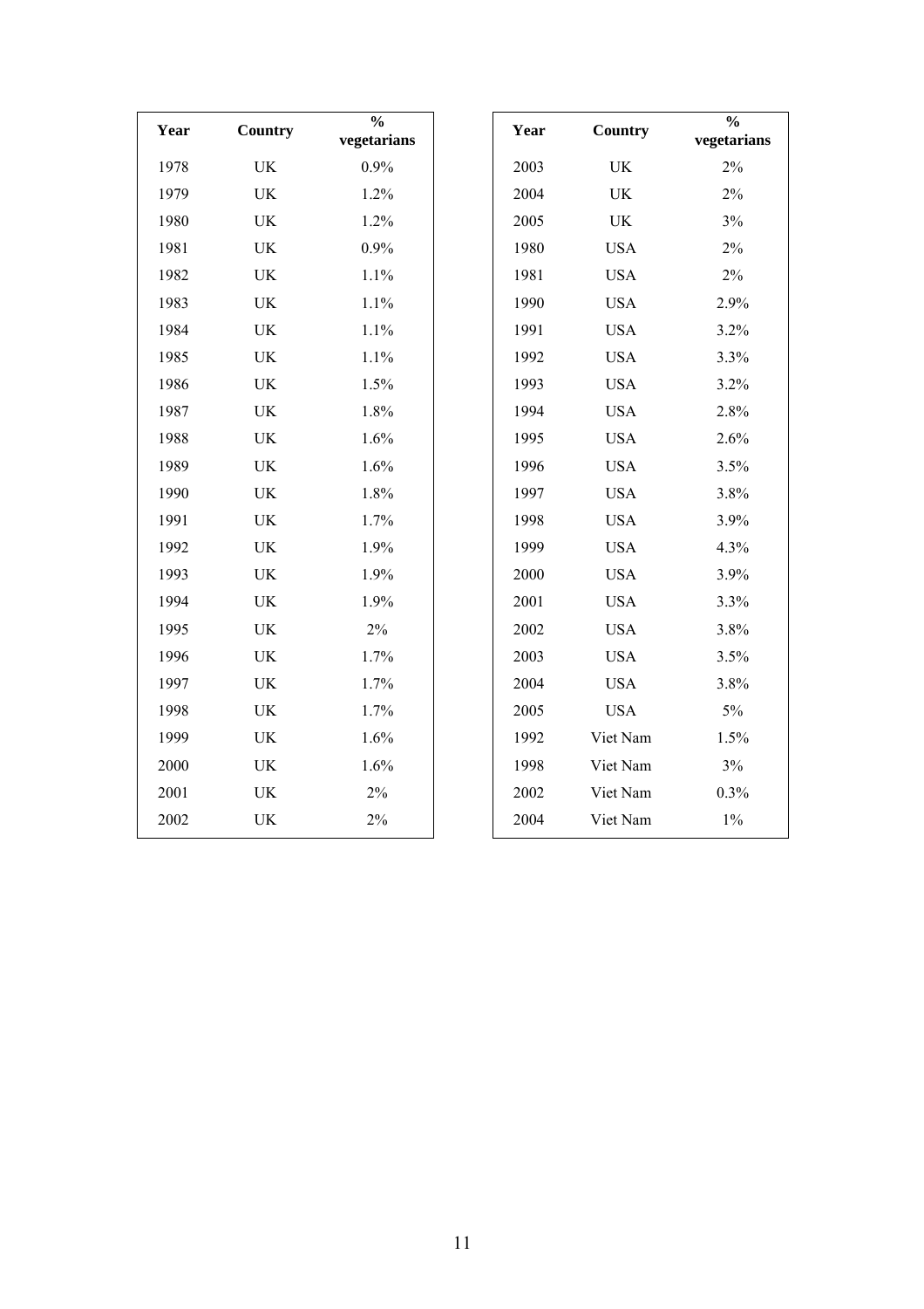| Year | Country | % vegetarians |
|---|---|---|
| 1978 | UK | 0.9% |
| 1979 | UK | 1.2% |
| 1980 | UK | 1.2% |
| 1981 | UK | 0.9% |
| 1982 | UK | 1.1% |
| 1983 | UK | 1.1% |
| 1984 | UK | 1.1% |
| 1985 | UK | 1.1% |
| 1986 | UK | 1.5% |
| 1987 | UK | 1.8% |
| 1988 | UK | 1.6% |
| 1989 | UK | 1.6% |
| 1990 | UK | 1.8% |
| 1991 | UK | 1.7% |
| 1992 | UK | 1.9% |
| 1993 | UK | 1.9% |
| 1994 | UK | 1.9% |
| 1995 | UK | 2% |
| 1996 | UK | 1.7% |
| 1997 | UK | 1.7% |
| 1998 | UK | 1.7% |
| 1999 | UK | 1.6% |
| 2000 | UK | 1.6% |
| 2001 | UK | 2% |
| 2002 | UK | 2% |

| Year | Country | % vegetarians |
|---|---|---|
| 2003 | UK | 2% |
| 2004 | UK | 2% |
| 2005 | UK | 3% |
| 1980 | USA | 2% |
| 1981 | USA | 2% |
| 1990 | USA | 2.9% |
| 1991 | USA | 3.2% |
| 1992 | USA | 3.3% |
| 1993 | USA | 3.2% |
| 1994 | USA | 2.8% |
| 1995 | USA | 2.6% |
| 1996 | USA | 3.5% |
| 1997 | USA | 3.8% |
| 1998 | USA | 3.9% |
| 1999 | USA | 4.3% |
| 2000 | USA | 3.9% |
| 2001 | USA | 3.3% |
| 2002 | USA | 3.8% |
| 2003 | USA | 3.5% |
| 2004 | USA | 3.8% |
| 2005 | USA | 5% |
| 1992 | Viet Nam | 1.5% |
| 1998 | Viet Nam | 3% |
| 2002 | Viet Nam | 0.3% |
| 2004 | Viet Nam | 1% |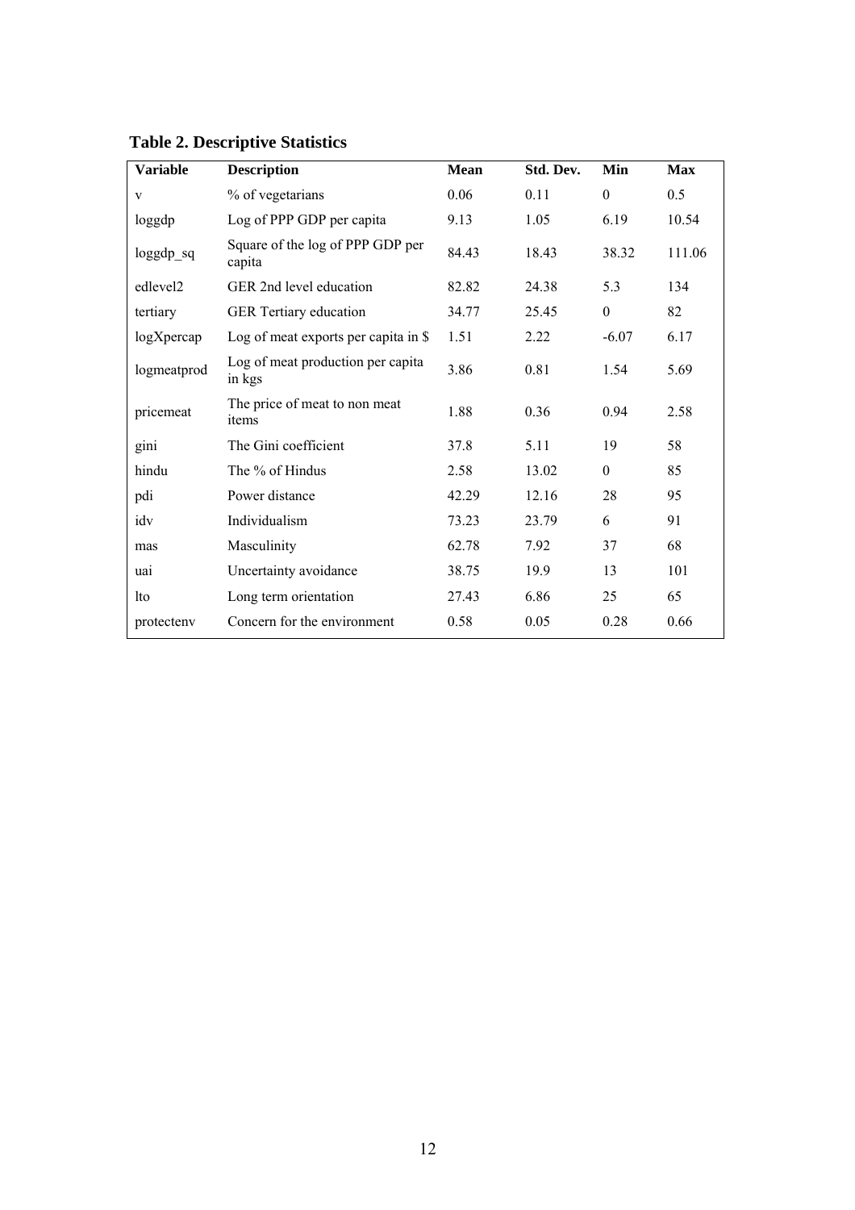**Table 2. Descriptive Statistics**

| Variable | Description | Mean | Std. Dev. | Min | Max |
|---|---|---|---|---|---|
| v | % of vegetarians | 0.06 | 0.11 | 0 | 0.5 |
| loggdp | Log of PPP GDP per capita | 9.13 | 1.05 | 6.19 | 10.54 |
| loggdp_sq | Square of the log of PPP GDP per capita | 84.43 | 18.43 | 38.32 | 111.06 |
| edlevel2 | GER 2nd level education | 82.82 | 24.38 | 5.3 | 134 |
| tertiary | GER Tertiary education | 34.77 | 25.45 | 0 | 82 |
| logXpercap | Log of meat exports per capita in $ | 1.51 | 2.22 | -6.07 | 6.17 |
| logmeatprod | Log of meat production per capita in kgs | 3.86 | 0.81 | 1.54 | 5.69 |
| pricemeat | The price of meat to non meat items | 1.88 | 0.36 | 0.94 | 2.58 |
| gini | The Gini coefficient | 37.8 | 5.11 | 19 | 58 |
| hindu | The % of Hindus | 2.58 | 13.02 | 0 | 85 |
| pdi | Power distance | 42.29 | 12.16 | 28 | 95 |
| idv | Individualism | 73.23 | 23.79 | 6 | 91 |
| mas | Masculinity | 62.78 | 7.92 | 37 | 68 |
| uai | Uncertainty avoidance | 38.75 | 19.9 | 13 | 101 |
| lto | Long term orientation | 27.43 | 6.86 | 25 | 65 |
| protectenv | Concern for the environment | 0.58 | 0.05 | 0.28 | 0.66 |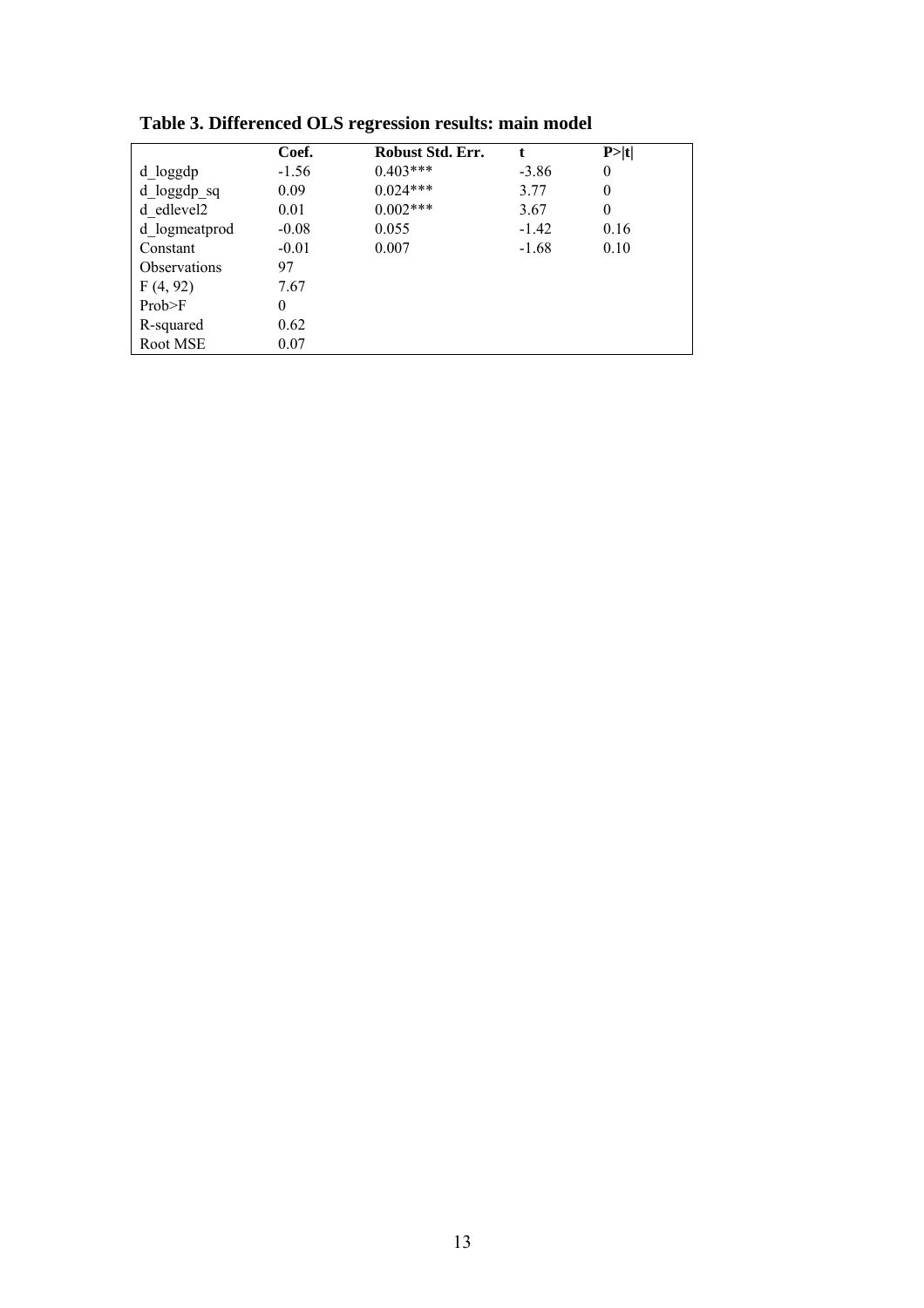**Table 3. Differenced OLS regression results: main model**

| | Coef. | Robust Std. Err. | t | P>\|t\| |
|---|---|---|---|---|
| d_loggdp | -1.56 | 0.403*** | -3.86 | 0 |
| d_loggdp_sq | 0.09 | 0.024*** | 3.77 | 0 |
| d_edlevel2 | 0.01 | 0.002*** | 3.67 | 0 |
| d_logmeatprod | -0.08 | 0.055 | -1.42 | 0.16 |
| Constant | -0.01 | 0.007 | -1.68 | 0.10 |
| Observations | 97 | | | |
| F (4, 92) | 7.67 | | | |
| Prob>F | 0 | | | |
| R-squared | 0.62 | | | |
| Root MSE | 0.07 | | | |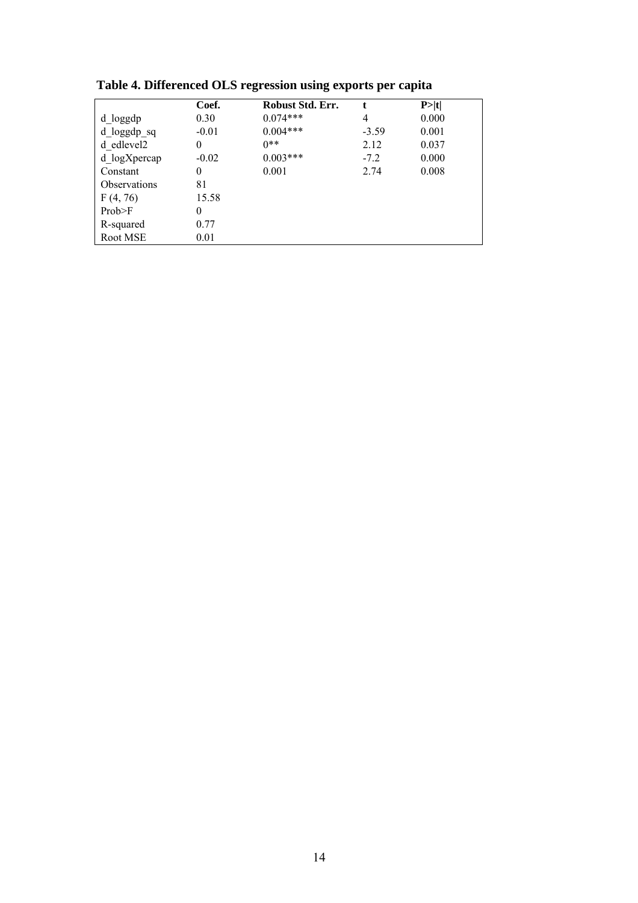**Table 4. Differenced OLS regression using exports per capita**

| | Coef. | Robust Std. Err. | t | P>\|t\| |
|---|---|---|---|---|
| d_loggdp | 0.30 | 0.074*** | 4 | 0.000 |
| d_loggdp_sq | -0.01 | 0.004*** | -3.59 | 0.001 |
| d_edlevel2 | 0 | 0** | 2.12 | 0.037 |
| d_logXpercap | -0.02 | 0.003*** | -7.2 | 0.000 |
| Constant | 0 | 0.001 | 2.74 | 0.008 |
| Observations | 81 | | | |
| F (4, 76) | 15.58 | | | |
| Prob>F | 0 | | | |
| R-squared | 0.77 | | | |
| Root MSE | 0.01 | | | |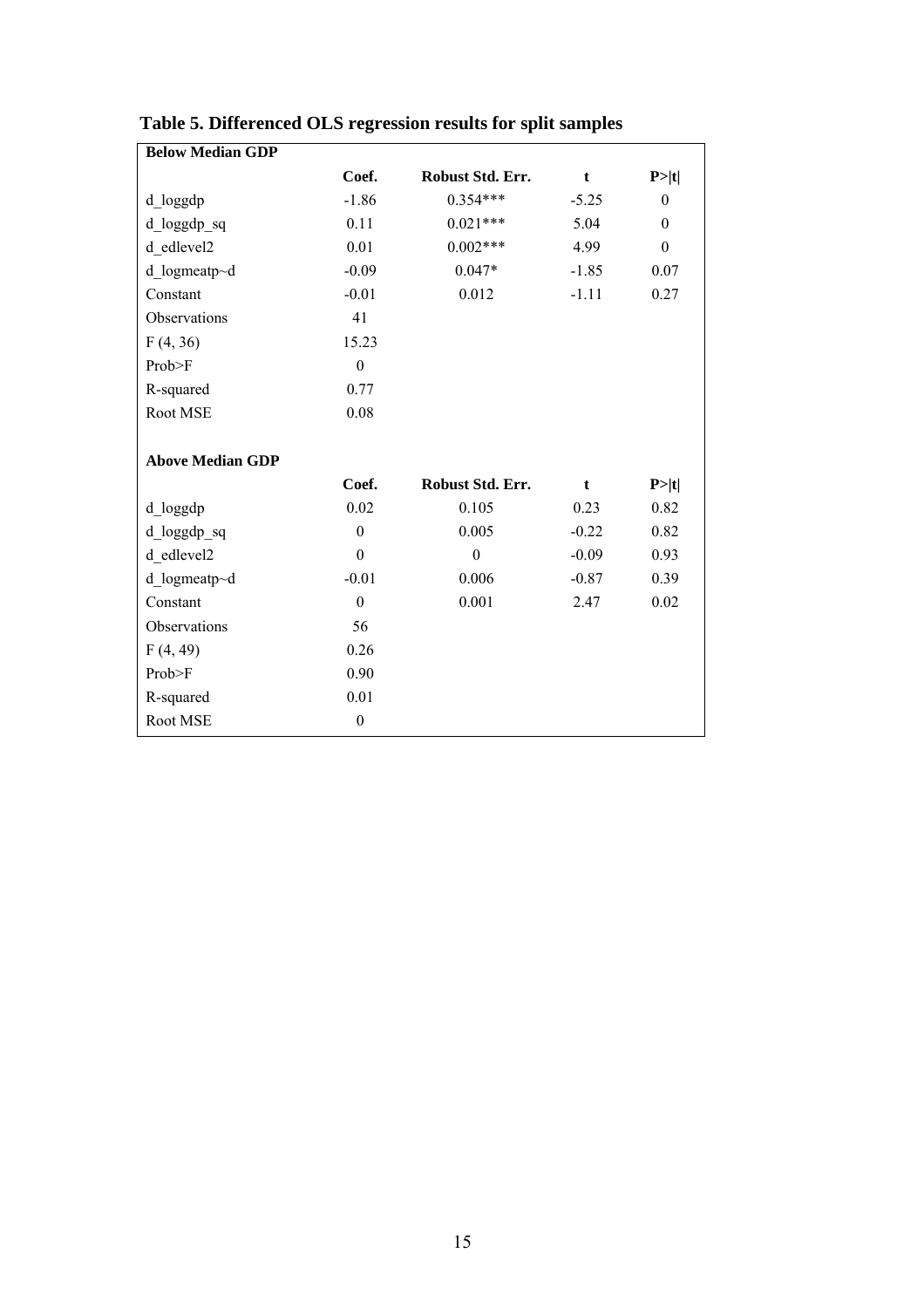**Table 5. Differenced OLS regression results for split samples**

| **Below Median GDP** | | | | |
|---|---|---|---|---|
| | **Coef.** | **Robust Std. Err.** | **t** | **P>\|t\|** |
| d_loggdp | -1.86 | 0.354*** | -5.25 | 0 |
| d_loggdp_sq | 0.11 | 0.021*** | 5.04 | 0 |
| d_edlevel2 | 0.01 | 0.002*** | 4.99 | 0 |
| d_logmeatp~d | -0.09 | 0.047* | -1.85 | 0.07 |
| Constant | -0.01 | 0.012 | -1.11 | 0.27 |
| Observations | 41 | | | |
| F (4, 36) | 15.23 | | | |
| Prob>F | 0 | | | |
| R-squared | 0.77 | | | |
| Root MSE | 0.08 | | | |
| | | | | |
| **Above Median GDP** | | | | |
| | **Coef.** | **Robust Std. Err.** | **t** | **P>\|t\|** |
| d_loggdp | 0.02 | 0.105 | 0.23 | 0.82 |
| d_loggdp_sq | 0 | 0.005 | -0.22 | 0.82 |
| d_edlevel2 | 0 | 0 | -0.09 | 0.93 |
| d_logmeatp~d | -0.01 | 0.006 | -0.87 | 0.39 |
| Constant | 0 | 0.001 | 2.47 | 0.02 |
| Observations | 56 | | | |
| F (4, 49) | 0.26 | | | |
| Prob>F | 0.90 | | | |
| R-squared | 0.01 | | | |
| Root MSE | 0 | | | |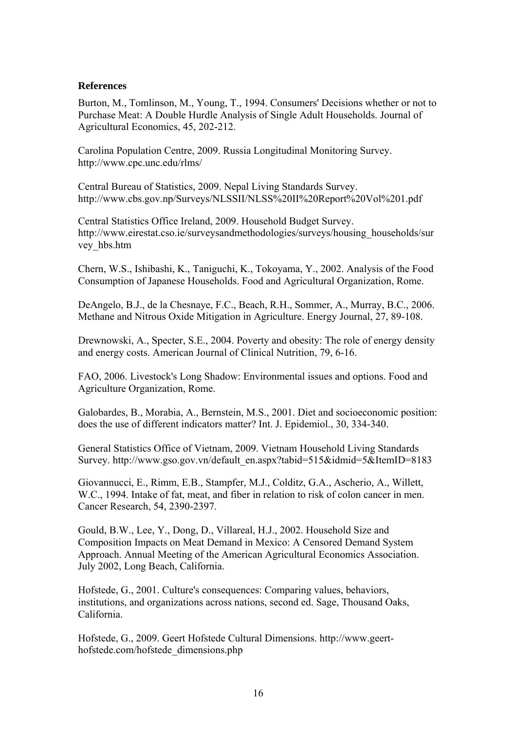**References**

Burton, M., Tomlinson, M., Young, T., 1994. Consumers' Decisions whether or not to Purchase Meat: A Double Hurdle Analysis of Single Adult Households. Journal of Agricultural Economics, 45, 202-212.

Carolina Population Centre, 2009. Russia Longitudinal Monitoring Survey. http://www.cpc.unc.edu/rlms/

Central Bureau of Statistics, 2009. Nepal Living Standards Survey. http://www.cbs.gov.np/Surveys/NLSSII/NLSS%20II%20Report%20Vol%201.pdf

Central Statistics Office Ireland, 2009. Household Budget Survey. http://www.eirestat.cso.ie/surveysandmethodologies/surveys/housing_households/survey_hbs.htm

Chern, W.S., Ishibashi, K., Taniguchi, K., Tokoyama, Y., 2002. Analysis of the Food Consumption of Japanese Households. Food and Agricultural Organization, Rome.

DeAngelo, B.J., de la Chesnaye, F.C., Beach, R.H., Sommer, A., Murray, B.C., 2006. Methane and Nitrous Oxide Mitigation in Agriculture. Energy Journal, 27, 89-108.

Drewnowski, A., Specter, S.E., 2004. Poverty and obesity: The role of energy density and energy costs. American Journal of Clinical Nutrition, 79, 6-16.

FAO, 2006. Livestock's Long Shadow: Environmental issues and options. Food and Agriculture Organization, Rome.

Galobardes, B., Morabia, A., Bernstein, M.S., 2001. Diet and socioeconomic position: does the use of different indicators matter? Int. J. Epidemiol., 30, 334-340.

General Statistics Office of Vietnam, 2009. Vietnam Household Living Standards Survey. http://www.gso.gov.vn/default_en.aspx?tabid=515&idmid=5&ItemID=8183

Giovannucci, E., Rimm, E.B., Stampfer, M.J., Colditz, G.A., Ascherio, A., Willett, W.C., 1994. Intake of fat, meat, and fiber in relation to risk of colon cancer in men. Cancer Research, 54, 2390-2397.

Gould, B.W., Lee, Y., Dong, D., Villareal, H.J., 2002. Household Size and Composition Impacts on Meat Demand in Mexico: A Censored Demand System Approach. Annual Meeting of the American Agricultural Economics Association. July 2002, Long Beach, California.

Hofstede, G., 2001. Culture's consequences: Comparing values, behaviors, institutions, and organizations across nations, second ed. Sage, Thousand Oaks, California.

Hofstede, G., 2009. Geert Hofstede Cultural Dimensions. http://www.geert-hofstede.com/hofstede_dimensions.php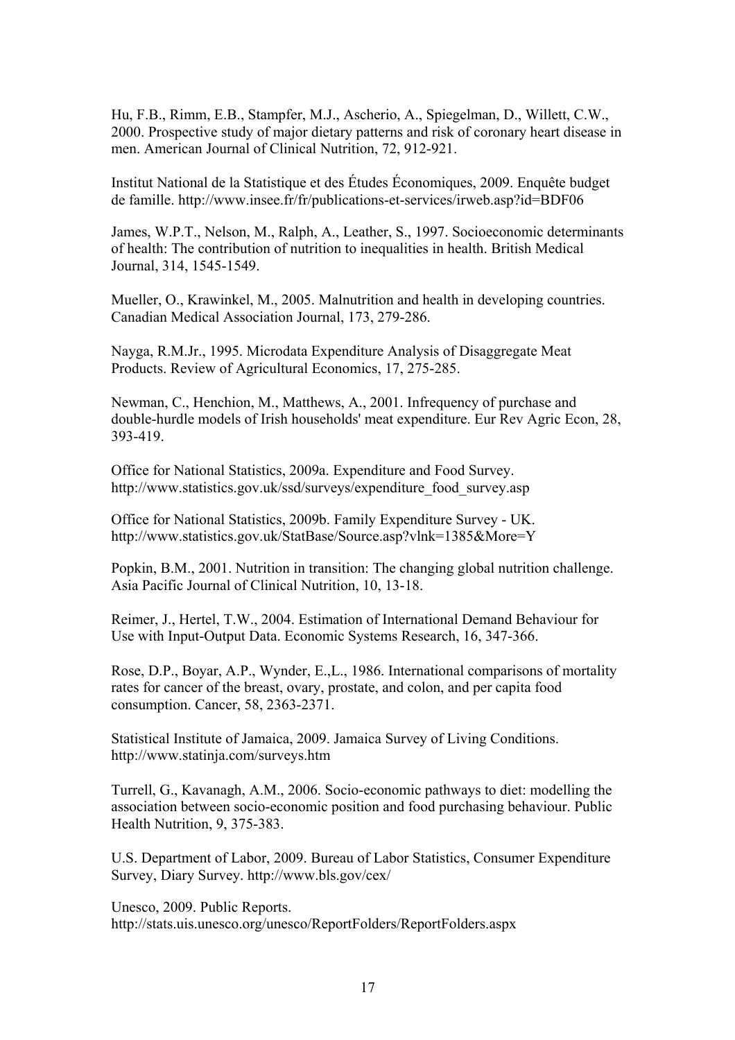Hu, F.B., Rimm, E.B., Stampfer, M.J., Ascherio, A., Spiegelman, D., Willett, C.W., 2000. Prospective study of major dietary patterns and risk of coronary heart disease in men. American Journal of Clinical Nutrition, 72, 912-921.

Institut National de la Statistique et des Études Économiques, 2009. Enquête budget de famille. http://www.insee.fr/fr/publications-et-services/irweb.asp?id=BDF06

James, W.P.T., Nelson, M., Ralph, A., Leather, S., 1997. Socioeconomic determinants of health: The contribution of nutrition to inequalities in health. British Medical Journal, 314, 1545-1549.

Mueller, O., Krawinkel, M., 2005. Malnutrition and health in developing countries. Canadian Medical Association Journal, 173, 279-286.

Nayga, R.M.Jr., 1995. Microdata Expenditure Analysis of Disaggregate Meat Products. Review of Agricultural Economics, 17, 275-285.

Newman, C., Henchion, M., Matthews, A., 2001. Infrequency of purchase and double-hurdle models of Irish households' meat expenditure. Eur Rev Agric Econ, 28, 393-419.

Office for National Statistics, 2009a. Expenditure and Food Survey. http://www.statistics.gov.uk/ssd/surveys/expenditure_food_survey.asp

Office for National Statistics, 2009b. Family Expenditure Survey - UK. http://www.statistics.gov.uk/StatBase/Source.asp?vlnk=1385&More=Y

Popkin, B.M., 2001. Nutrition in transition: The changing global nutrition challenge. Asia Pacific Journal of Clinical Nutrition, 10, 13-18.

Reimer, J., Hertel, T.W., 2004. Estimation of International Demand Behaviour for Use with Input-Output Data. Economic Systems Research, 16, 347-366.

Rose, D.P., Boyar, A.P., Wynder, E.,L., 1986. International comparisons of mortality rates for cancer of the breast, ovary, prostate, and colon, and per capita food consumption. Cancer, 58, 2363-2371.

Statistical Institute of Jamaica, 2009. Jamaica Survey of Living Conditions. http://www.statinja.com/surveys.htm

Turrell, G., Kavanagh, A.M., 2006. Socio-economic pathways to diet: modelling the association between socio-economic position and food purchasing behaviour. Public Health Nutrition, 9, 375-383.

U.S. Department of Labor, 2009. Bureau of Labor Statistics, Consumer Expenditure Survey, Diary Survey. http://www.bls.gov/cex/

Unesco, 2009. Public Reports. http://stats.uis.unesco.org/unesco/ReportFolders/ReportFolders.aspx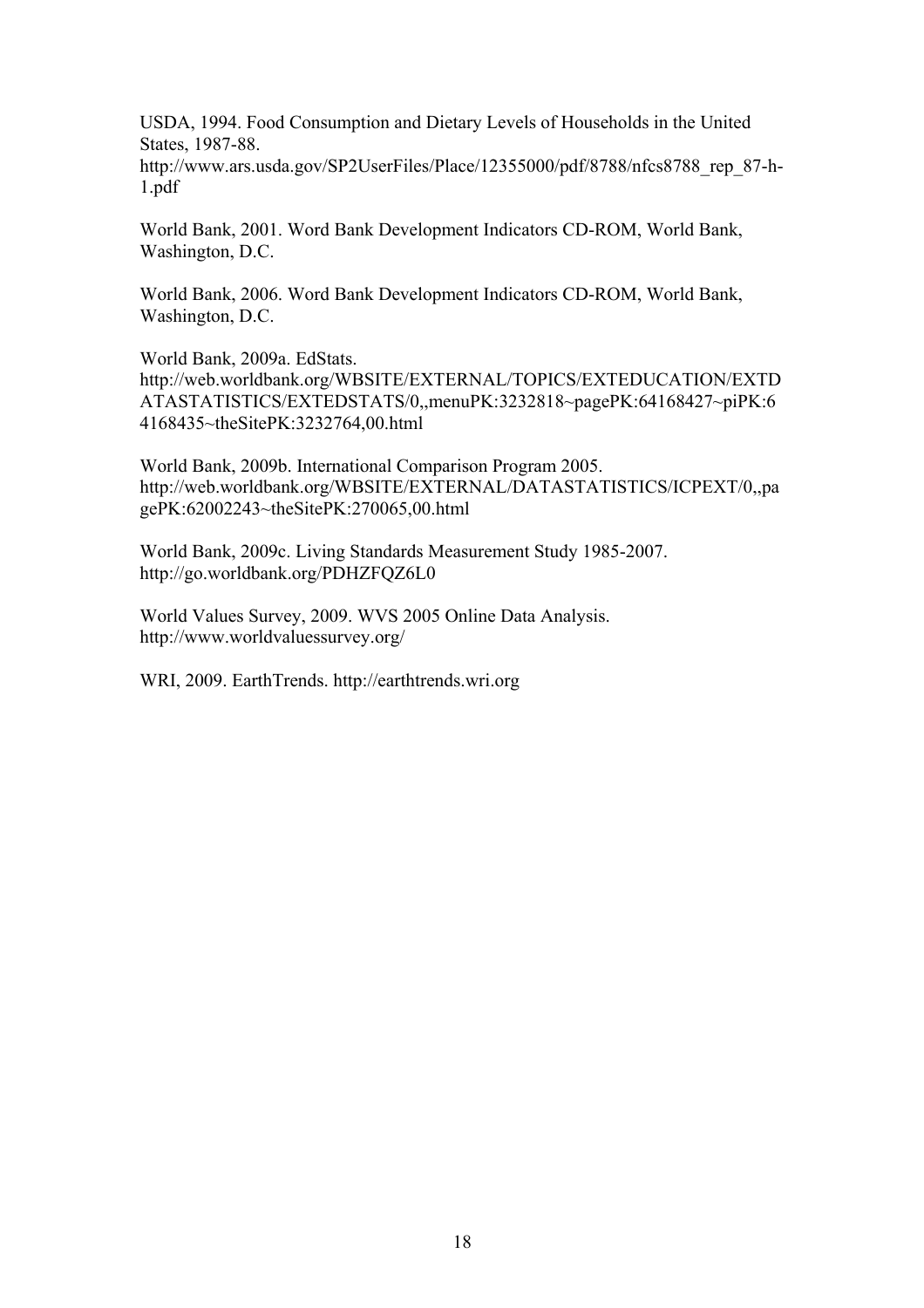USDA, 1994. Food Consumption and Dietary Levels of Households in the United States, 1987-88. http://www.ars.usda.gov/SP2UserFiles/Place/12355000/pdf/8788/nfcs8788_rep_87-h-1.pdf

World Bank, 2001. Word Bank Development Indicators CD-ROM, World Bank, Washington, D.C.

World Bank, 2006. Word Bank Development Indicators CD-ROM, World Bank, Washington, D.C.

World Bank, 2009a. EdStats. http://web.worldbank.org/WBSITE/EXTERNAL/TOPICS/EXTEDUCATION/EXTDATASTATISTICS/EXTEDSTATS/0,,menuPK:3232818~pagePK:64168427~piPK:64168435~theSitePK:3232764,00.html

World Bank, 2009b. International Comparison Program 2005. http://web.worldbank.org/WBSITE/EXTERNAL/DATASTATISTICS/ICPEXT/0,,pagePK:62002243~theSitePK:270065,00.html

World Bank, 2009c. Living Standards Measurement Study 1985-2007. http://go.worldbank.org/PDHZFQZ6L0

World Values Survey, 2009. WVS 2005 Online Data Analysis. http://www.worldvaluessurvey.org/

WRI, 2009. EarthTrends. http://earthtrends.wri.org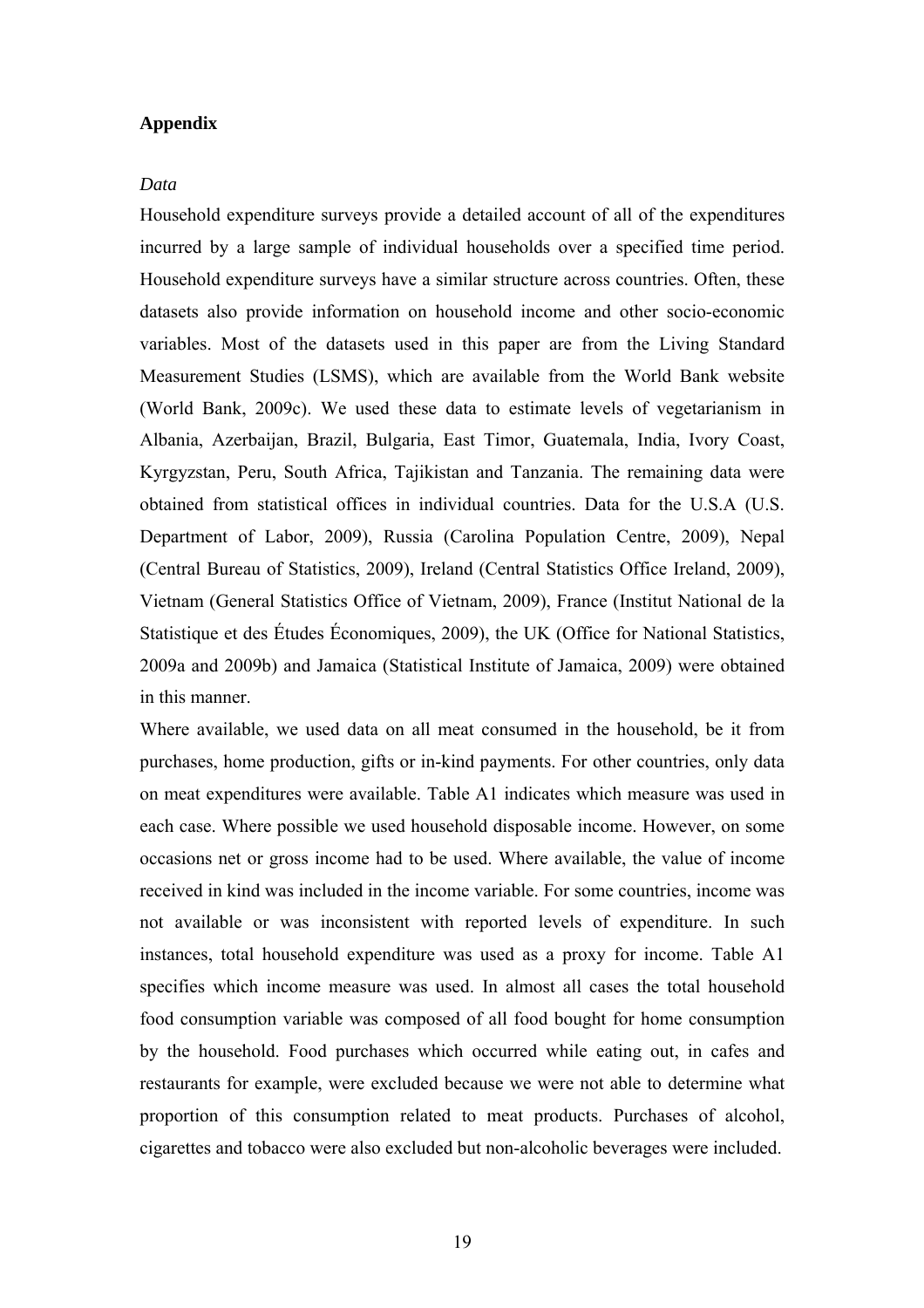## Appendix

### *Data*

Household expenditure surveys provide a detailed account of all of the expenditures incurred by a large sample of individual households over a specified time period. Household expenditure surveys have a similar structure across countries. Often, these datasets also provide information on household income and other socio-economic variables. Most of the datasets used in this paper are from the Living Standard Measurement Studies (LSMS), which are available from the World Bank website (World Bank, 2009c). We used these data to estimate levels of vegetarianism in Albania, Azerbaijan, Brazil, Bulgaria, East Timor, Guatemala, India, Ivory Coast, Kyrgyzstan, Peru, South Africa, Tajikistan and Tanzania. The remaining data were obtained from statistical offices in individual countries. Data for the U.S.A (U.S. Department of Labor, 2009), Russia (Carolina Population Centre, 2009), Nepal (Central Bureau of Statistics, 2009), Ireland (Central Statistics Office Ireland, 2009), Vietnam (General Statistics Office of Vietnam, 2009), France (Institut National de la Statistique et des Études Économiques, 2009), the UK (Office for National Statistics, 2009a and 2009b) and Jamaica (Statistical Institute of Jamaica, 2009) were obtained in this manner.

Where available, we used data on all meat consumed in the household, be it from purchases, home production, gifts or in-kind payments. For other countries, only data on meat expenditures were available. Table A1 indicates which measure was used in each case. Where possible we used household disposable income. However, on some occasions net or gross income had to be used. Where available, the value of income received in kind was included in the income variable. For some countries, income was not available or was inconsistent with reported levels of expenditure. In such instances, total household expenditure was used as a proxy for income. Table A1 specifies which income measure was used. In almost all cases the total household food consumption variable was composed of all food bought for home consumption by the household. Food purchases which occurred while eating out, in cafes and restaurants for example, were excluded because we were not able to determine what proportion of this consumption related to meat products. Purchases of alcohol, cigarettes and tobacco were also excluded but non-alcoholic beverages were included.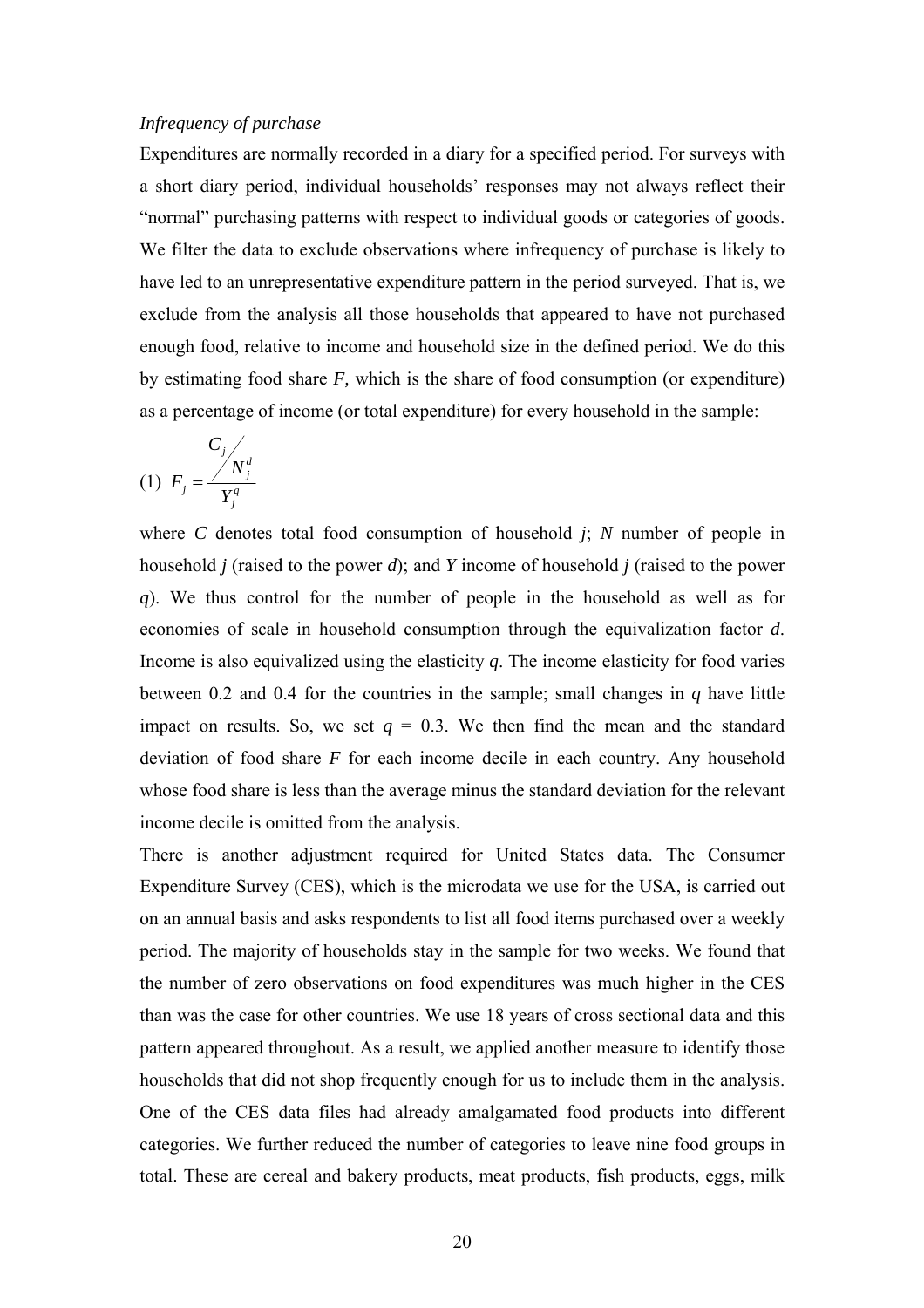*Infrequency of purchase*

Expenditures are normally recorded in a diary for a specified period. For surveys with a short diary period, individual households' responses may not always reflect their "normal" purchasing patterns with respect to individual goods or categories of goods. We filter the data to exclude observations where infrequency of purchase is likely to have led to an unrepresentative expenditure pattern in the period surveyed. That is, we exclude from the analysis all those households that appeared to have not purchased enough food, relative to income and household size in the defined period. We do this by estimating food share *F,* which is the share of food consumption (or expenditure) as a percentage of income (or total expenditure) for every household in the sample:

$$(1)\quad F_j = \frac{C_j \big/ N_j^d}{Y_j^q}$$

where *C* denotes total food consumption of household *j*; *N* number of people in household *j* (raised to the power *d*); and *Y* income of household *j* (raised to the power *q*). We thus control for the number of people in the household as well as for economies of scale in household consumption through the equivalization factor *d*. Income is also equivalized using the elasticity *q*. The income elasticity for food varies between 0.2 and 0.4 for the countries in the sample; small changes in *q* have little impact on results. So, we set $q = 0.3$. We then find the mean and the standard deviation of food share *F* for each income decile in each country. Any household whose food share is less than the average minus the standard deviation for the relevant income decile is omitted from the analysis.

There is another adjustment required for United States data. The Consumer Expenditure Survey (CES), which is the microdata we use for the USA, is carried out on an annual basis and asks respondents to list all food items purchased over a weekly period. The majority of households stay in the sample for two weeks. We found that the number of zero observations on food expenditures was much higher in the CES than was the case for other countries. We use 18 years of cross sectional data and this pattern appeared throughout. As a result, we applied another measure to identify those households that did not shop frequently enough for us to include them in the analysis. One of the CES data files had already amalgamated food products into different categories. We further reduced the number of categories to leave nine food groups in total. These are cereal and bakery products, meat products, fish products, eggs, milk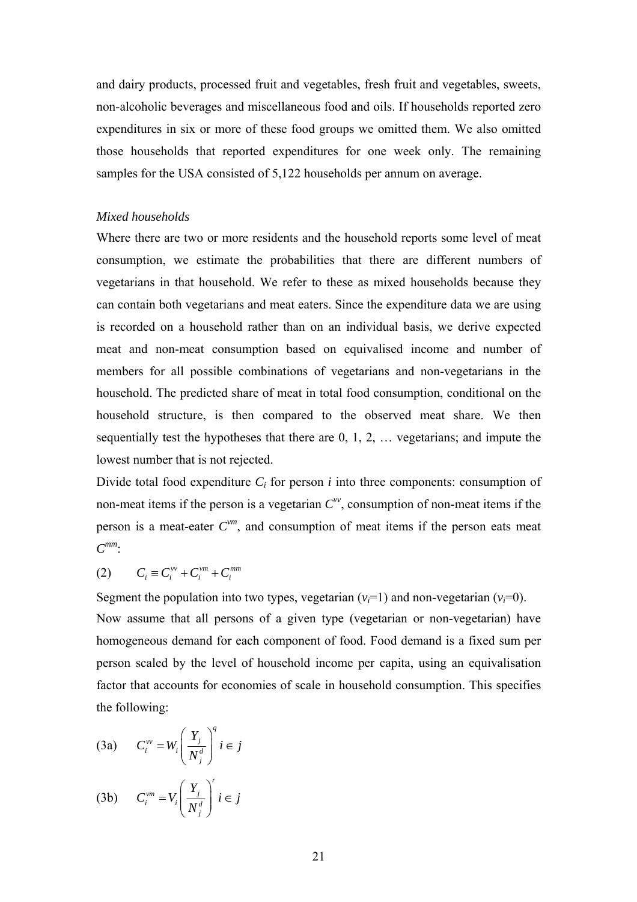and dairy products, processed fruit and vegetables, fresh fruit and vegetables, sweets, non-alcoholic beverages and miscellaneous food and oils. If households reported zero expenditures in six or more of these food groups we omitted them. We also omitted those households that reported expenditures for one week only. The remaining samples for the USA consisted of 5,122 households per annum on average.

*Mixed households*

Where there are two or more residents and the household reports some level of meat consumption, we estimate the probabilities that there are different numbers of vegetarians in that household. We refer to these as mixed households because they can contain both vegetarians and meat eaters. Since the expenditure data we are using is recorded on a household rather than on an individual basis, we derive expected meat and non-meat consumption based on equivalised income and number of members for all possible combinations of vegetarians and non-vegetarians in the household. The predicted share of meat in total food consumption, conditional on the household structure, is then compared to the observed meat share. We then sequentially test the hypotheses that there are 0, 1, 2, … vegetarians; and impute the lowest number that is not rejected.

Divide total food expenditure $C_i$ for person $i$ into three components: consumption of non-meat items if the person is a vegetarian $C^{vv}$, consumption of non-meat items if the person is a meat-eater $C^{vm}$, and consumption of meat items if the person eats meat $C^{mm}$:

$$(2) \qquad C_i \equiv C_i^{vv} + C_i^{vm} + C_i^{mm}$$

Segment the population into two types, vegetarian ($v_i$=1) and non-vegetarian ($v_i$=0).

Now assume that all persons of a given type (vegetarian or non-vegetarian) have homogeneous demand for each component of food. Food demand is a fixed sum per person scaled by the level of household income per capita, using an equivalisation factor that accounts for economies of scale in household consumption. This specifies the following:

$$(3a) \qquad C_i^{vv} = W_i \left( \frac{Y_j}{N_j^d} \right)^q i \in j$$

$$(3b) \qquad C_i^{vm} = V_i \left( \frac{Y_j}{N_j^d} \right)^r i \in j$$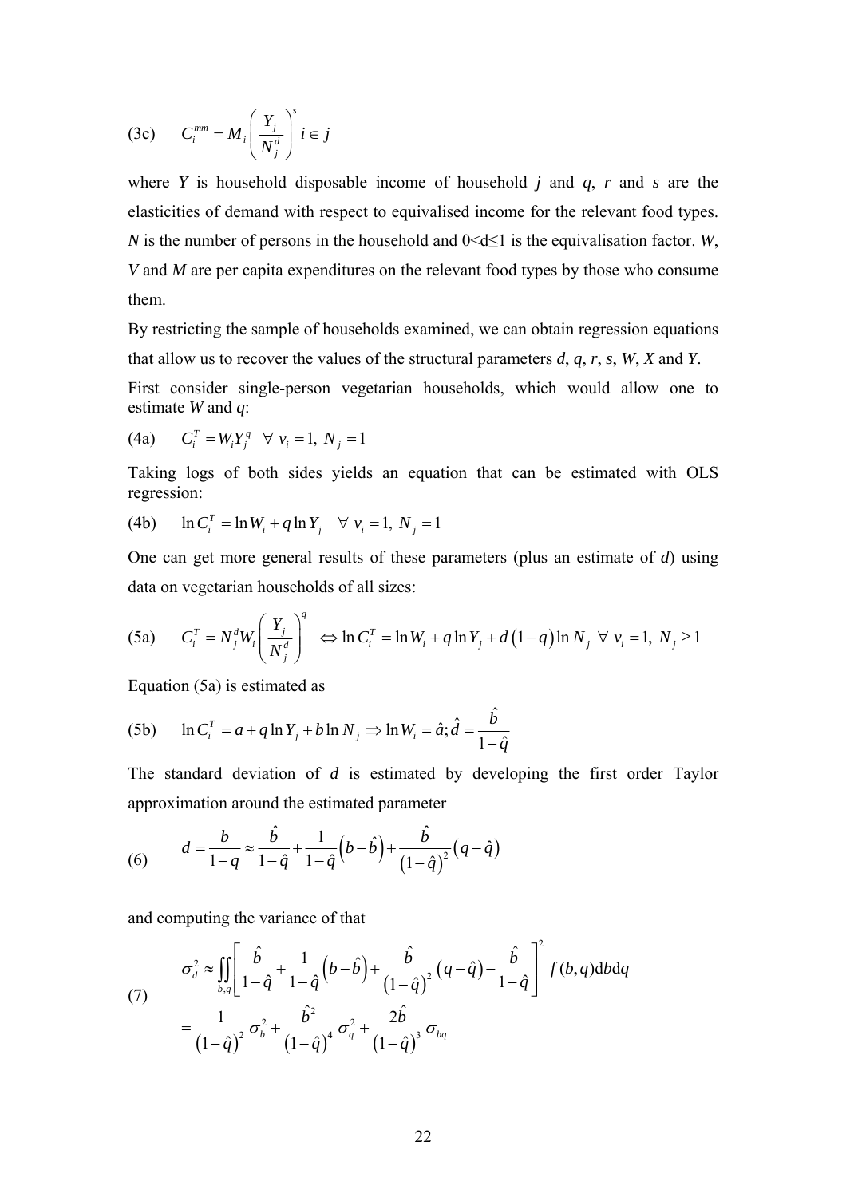$$\text{(3c)} \qquad C_i^{mm} = M_i \left( \frac{Y_j}{N_j^d} \right)^s \; i \in j$$

where $Y$ is household disposable income of household $j$ and $q$, $r$ and $s$ are the elasticities of demand with respect to equivalised income for the relevant food types. $N$ is the number of persons in the household and $0<d\leq 1$ is the equivalisation factor. $W$, $V$ and $M$ are per capita expenditures on the relevant food types by those who consume them.

By restricting the sample of households examined, we can obtain regression equations that allow us to recover the values of the structural parameters $d$, $q$, $r$, $s$, $W$, $X$ and $Y$.

First consider single-person vegetarian households, which would allow one to estimate $W$ and $q$:

$$\text{(4a)} \qquad C_i^T = W_i Y_j^q \quad \forall \; v_i = 1, \; N_j = 1$$

Taking logs of both sides yields an equation that can be estimated with OLS regression:

$$\text{(4b)} \qquad \ln C_i^T = \ln W_i + q \ln Y_j \quad \forall \; v_i = 1, \; N_j = 1$$

One can get more general results of these parameters (plus an estimate of $d$) using data on vegetarian households of all sizes:

$$\text{(5a)} \qquad C_i^T = N_j^d W_i \left( \frac{Y_j}{N_j^d} \right)^q \Leftrightarrow \ln C_i^T = \ln W_i + q \ln Y_j + d\left(1-q\right) \ln N_j \;\; \forall \; v_i = 1, \; N_j \geq 1$$

Equation (5a) is estimated as

$$\text{(5b)} \qquad \ln C_i^T = a + q \ln Y_j + b \ln N_j \Rightarrow \ln W_i = \hat{a}; \hat{d} = \frac{\hat{b}}{1-\hat{q}}$$

The standard deviation of $d$ is estimated by developing the first order Taylor approximation around the estimated parameter

$$\text{(6)} \qquad d = \frac{b}{1-q} \approx \frac{\hat{b}}{1-\hat{q}} + \frac{1}{1-\hat{q}}\left(b-\hat{b}\right) + \frac{\hat{b}}{\left(1-\hat{q}\right)^2}\left(q-\hat{q}\right)$$

and computing the variance of that

$$\text{(7)} \qquad \begin{aligned} \sigma_d^2 &\approx \iint\limits_{b,q} \left[ \frac{\hat{b}}{1-\hat{q}} + \frac{1}{1-\hat{q}}\left(b-\hat{b}\right) + \frac{\hat{b}}{\left(1-\hat{q}\right)^2}\left(q-\hat{q}\right) - \frac{\hat{b}}{1-\hat{q}} \right]^2 f(b,q)\mathrm{d}b\mathrm{d}q \\ &= \frac{1}{\left(1-\hat{q}\right)^2}\sigma_b^2 + \frac{\hat{b}^2}{\left(1-\hat{q}\right)^4}\sigma_q^2 + \frac{2\hat{b}}{\left(1-\hat{q}\right)^3}\sigma_{bq} \end{aligned}$$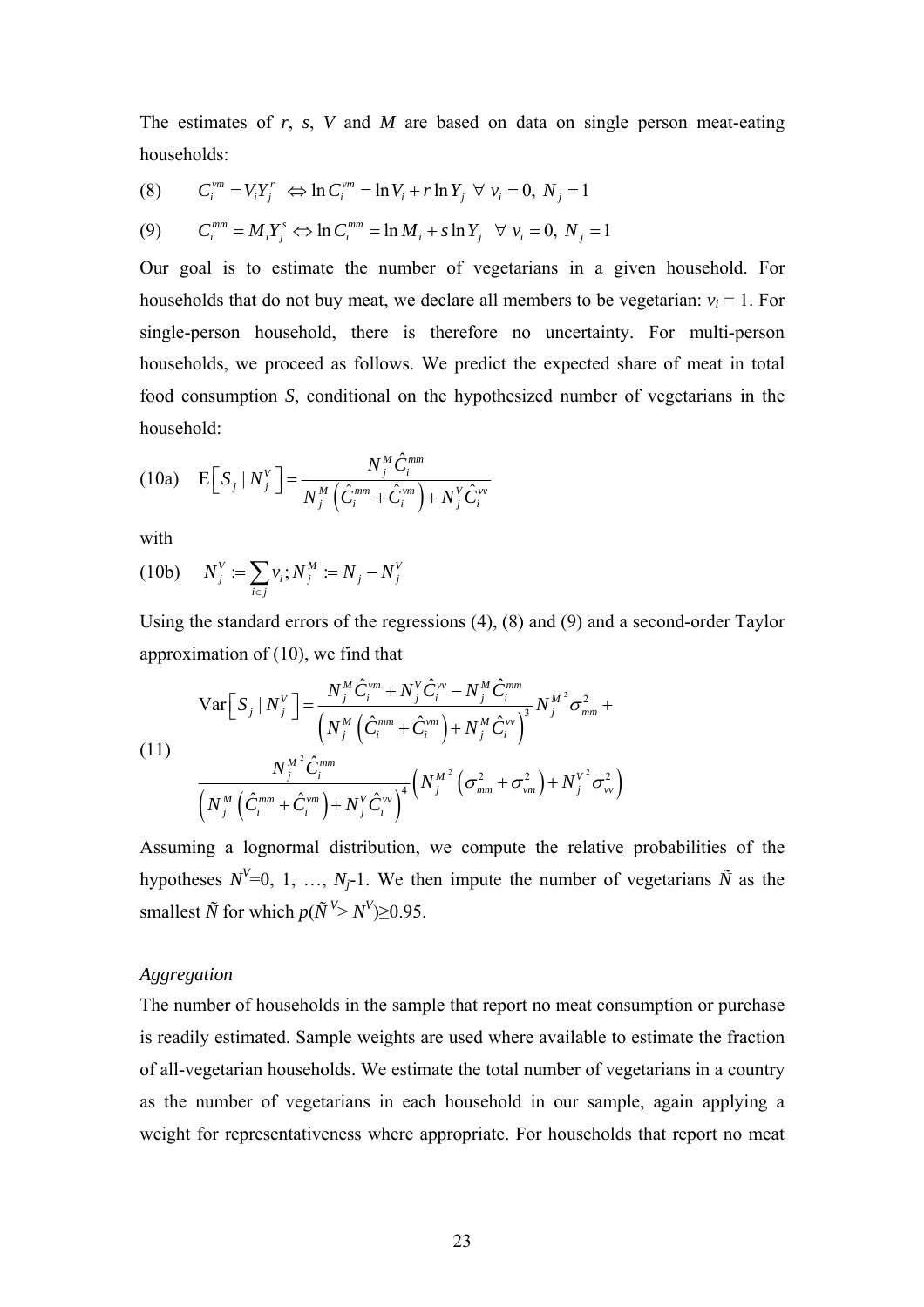The estimates of $r$, $s$, $V$ and $M$ are based on data on single person meat-eating households:

$$\text{(8)} \qquad C_i^{vm} = V_i Y_j^r \iff \ln C_i^{vm} = \ln V_i + r \ln Y_j \;\; \forall \; v_i = 0, \; N_j = 1$$

$$\text{(9)} \qquad C_i^{mm} = M_i Y_j^s \iff \ln C_i^{mm} = \ln M_i + s \ln Y_j \;\; \forall \; v_i = 0, \; N_j = 1$$

Our goal is to estimate the number of vegetarians in a given household. For households that do not buy meat, we declare all members to be vegetarian: $v_i = 1$. For single-person household, there is therefore no uncertainty. For multi-person households, we proceed as follows. We predict the expected share of meat in total food consumption $S$, conditional on the hypothesized number of vegetarians in the household:

$$\text{(10a)} \quad \mathrm{E}\left[ S_j \mid N_j^V \right] = \frac{N_j^M \hat{C}_i^{mm}}{N_j^M \left( \hat{C}_i^{mm} + \hat{C}_i^{vm} \right) + N_j^V \hat{C}_i^{vv}}$$

with

$$\text{(10b)} \quad N_j^V := \sum_{i \in j} v_i ; N_j^M := N_j - N_j^V$$

Using the standard errors of the regressions (4), (8) and (9) and a second-order Taylor approximation of (10), we find that

$$\text{(11)} \quad \begin{aligned} \mathrm{Var}\left[ S_j \mid N_j^V \right] = & \frac{N_j^M \hat{C}_i^{vm} + N_j^V \hat{C}_i^{vv} - N_j^M \hat{C}_i^{mm}}{\left( N_j^M \left( \hat{C}_i^{mm} + \hat{C}_i^{vm} \right) + N_j^M \hat{C}_i^{vv} \right)^3} N_j^{M^2} \sigma_{mm}^2 + \\ & \frac{N_j^{M^2} \hat{C}_i^{mm}}{\left( N_j^M \left( \hat{C}_i^{mm} + \hat{C}_i^{vm} \right) + N_j^V \hat{C}_i^{vv} \right)^4} \left( N_j^{M^2} \left( \sigma_{mm}^2 + \sigma_{vm}^2 \right) + N_j^{V^2} \sigma_{vv}^2 \right) \end{aligned}$$

Assuming a lognormal distribution, we compute the relative probabilities of the hypotheses $N^V$=0, 1, …, $N_j$-1. We then impute the number of vegetarians $\tilde{N}$ as the smallest $\tilde{N}$ for which $p(\tilde{N}^V > N^V) \geq 0.95$.

*Aggregation*

The number of households in the sample that report no meat consumption or purchase is readily estimated. Sample weights are used where available to estimate the fraction of all-vegetarian households. We estimate the total number of vegetarians in a country as the number of vegetarians in each household in our sample, again applying a weight for representativeness where appropriate. For households that report no meat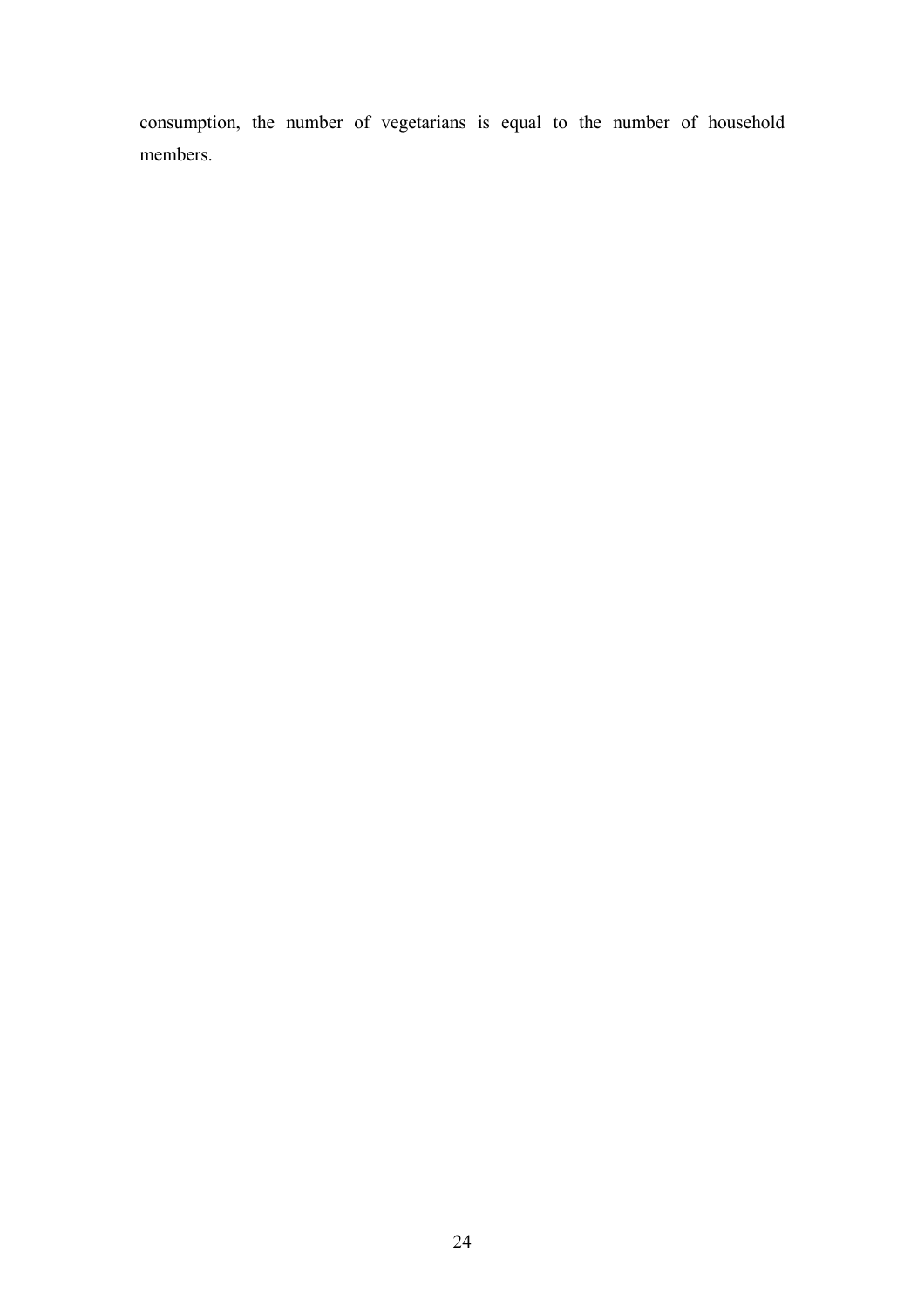consumption, the number of vegetarians is equal to the number of household members.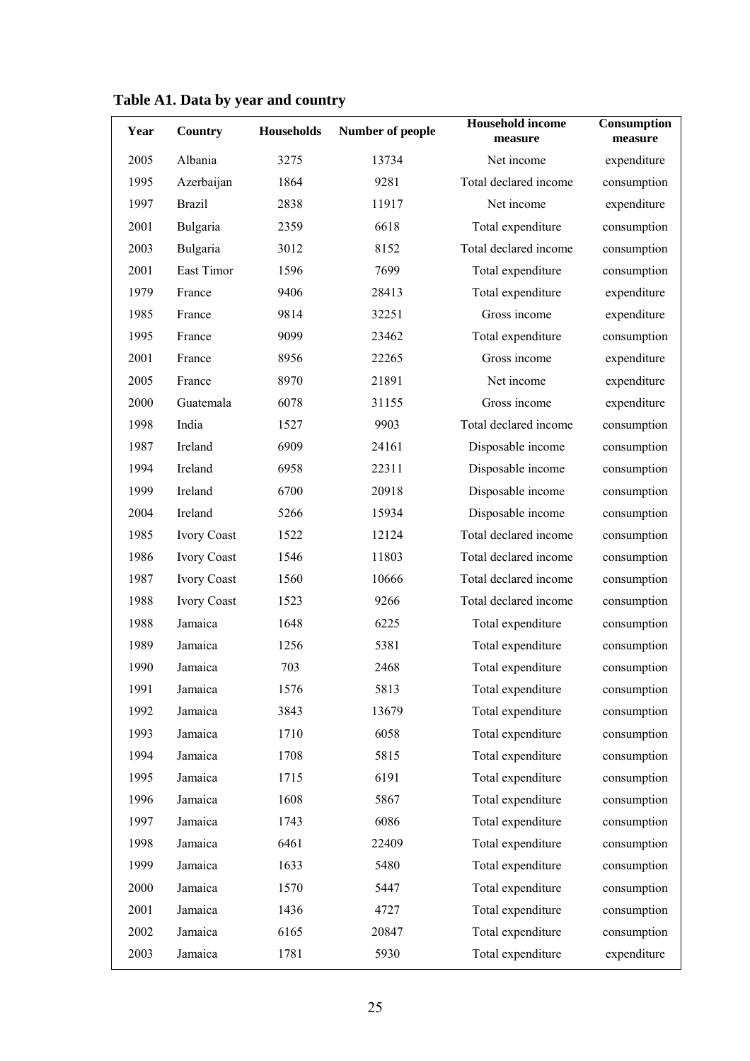**Table A1. Data by year and country**

| Year | Country | Households | Number of people | Household income measure | Consumption measure |
|---|---|---|---|---|---|
| 2005 | Albania | 3275 | 13734 | Net income | expenditure |
| 1995 | Azerbaijan | 1864 | 9281 | Total declared income | consumption |
| 1997 | Brazil | 2838 | 11917 | Net income | expenditure |
| 2001 | Bulgaria | 2359 | 6618 | Total expenditure | consumption |
| 2003 | Bulgaria | 3012 | 8152 | Total declared income | consumption |
| 2001 | East Timor | 1596 | 7699 | Total expenditure | consumption |
| 1979 | France | 9406 | 28413 | Total expenditure | expenditure |
| 1985 | France | 9814 | 32251 | Gross income | expenditure |
| 1995 | France | 9099 | 23462 | Total expenditure | consumption |
| 2001 | France | 8956 | 22265 | Gross income | expenditure |
| 2005 | France | 8970 | 21891 | Net income | expenditure |
| 2000 | Guatemala | 6078 | 31155 | Gross income | expenditure |
| 1998 | India | 1527 | 9903 | Total declared income | consumption |
| 1987 | Ireland | 6909 | 24161 | Disposable income | consumption |
| 1994 | Ireland | 6958 | 22311 | Disposable income | consumption |
| 1999 | Ireland | 6700 | 20918 | Disposable income | consumption |
| 2004 | Ireland | 5266 | 15934 | Disposable income | consumption |
| 1985 | Ivory Coast | 1522 | 12124 | Total declared income | consumption |
| 1986 | Ivory Coast | 1546 | 11803 | Total declared income | consumption |
| 1987 | Ivory Coast | 1560 | 10666 | Total declared income | consumption |
| 1988 | Ivory Coast | 1523 | 9266 | Total declared income | consumption |
| 1988 | Jamaica | 1648 | 6225 | Total expenditure | consumption |
| 1989 | Jamaica | 1256 | 5381 | Total expenditure | consumption |
| 1990 | Jamaica | 703 | 2468 | Total expenditure | consumption |
| 1991 | Jamaica | 1576 | 5813 | Total expenditure | consumption |
| 1992 | Jamaica | 3843 | 13679 | Total expenditure | consumption |
| 1993 | Jamaica | 1710 | 6058 | Total expenditure | consumption |
| 1994 | Jamaica | 1708 | 5815 | Total expenditure | consumption |
| 1995 | Jamaica | 1715 | 6191 | Total expenditure | consumption |
| 1996 | Jamaica | 1608 | 5867 | Total expenditure | consumption |
| 1997 | Jamaica | 1743 | 6086 | Total expenditure | consumption |
| 1998 | Jamaica | 6461 | 22409 | Total expenditure | consumption |
| 1999 | Jamaica | 1633 | 5480 | Total expenditure | consumption |
| 2000 | Jamaica | 1570 | 5447 | Total expenditure | consumption |
| 2001 | Jamaica | 1436 | 4727 | Total expenditure | consumption |
| 2002 | Jamaica | 6165 | 20847 | Total expenditure | consumption |
| 2003 | Jamaica | 1781 | 5930 | Total expenditure | expenditure |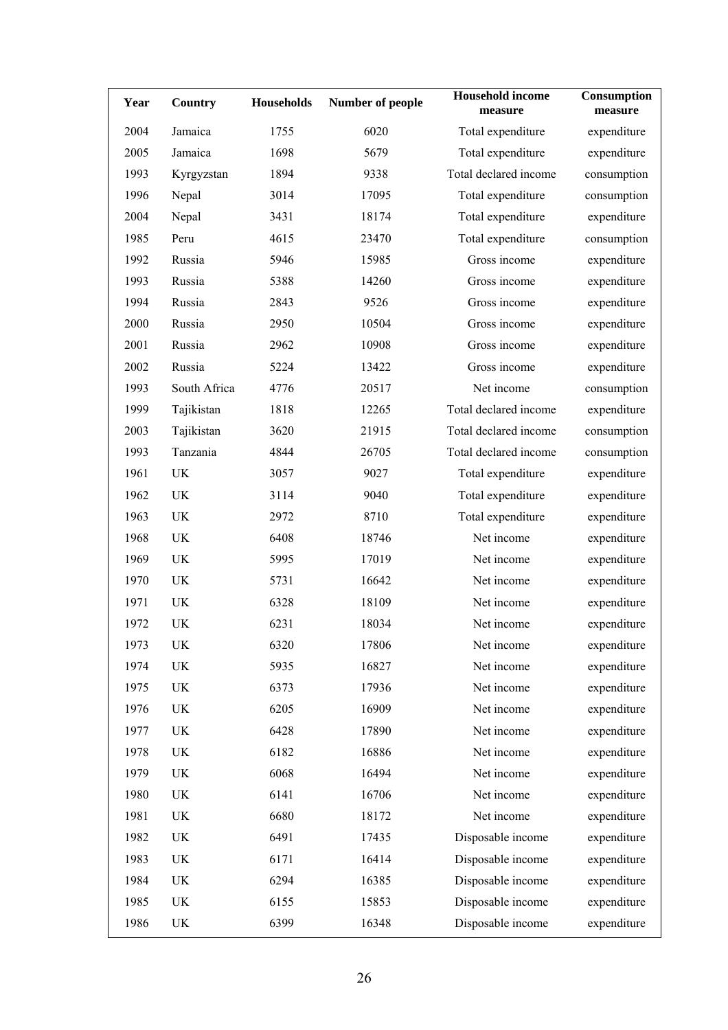| Year | Country | Households | Number of people | Household income measure | Consumption measure |
|---|---|---|---|---|---|
| 2004 | Jamaica | 1755 | 6020 | Total expenditure | expenditure |
| 2005 | Jamaica | 1698 | 5679 | Total expenditure | expenditure |
| 1993 | Kyrgyzstan | 1894 | 9338 | Total declared income | consumption |
| 1996 | Nepal | 3014 | 17095 | Total expenditure | consumption |
| 2004 | Nepal | 3431 | 18174 | Total expenditure | expenditure |
| 1985 | Peru | 4615 | 23470 | Total expenditure | consumption |
| 1992 | Russia | 5946 | 15985 | Gross income | expenditure |
| 1993 | Russia | 5388 | 14260 | Gross income | expenditure |
| 1994 | Russia | 2843 | 9526 | Gross income | expenditure |
| 2000 | Russia | 2950 | 10504 | Gross income | expenditure |
| 2001 | Russia | 2962 | 10908 | Gross income | expenditure |
| 2002 | Russia | 5224 | 13422 | Gross income | expenditure |
| 1993 | South Africa | 4776 | 20517 | Net income | consumption |
| 1999 | Tajikistan | 1818 | 12265 | Total declared income | expenditure |
| 2003 | Tajikistan | 3620 | 21915 | Total declared income | consumption |
| 1993 | Tanzania | 4844 | 26705 | Total declared income | consumption |
| 1961 | UK | 3057 | 9027 | Total expenditure | expenditure |
| 1962 | UK | 3114 | 9040 | Total expenditure | expenditure |
| 1963 | UK | 2972 | 8710 | Total expenditure | expenditure |
| 1968 | UK | 6408 | 18746 | Net income | expenditure |
| 1969 | UK | 5995 | 17019 | Net income | expenditure |
| 1970 | UK | 5731 | 16642 | Net income | expenditure |
| 1971 | UK | 6328 | 18109 | Net income | expenditure |
| 1972 | UK | 6231 | 18034 | Net income | expenditure |
| 1973 | UK | 6320 | 17806 | Net income | expenditure |
| 1974 | UK | 5935 | 16827 | Net income | expenditure |
| 1975 | UK | 6373 | 17936 | Net income | expenditure |
| 1976 | UK | 6205 | 16909 | Net income | expenditure |
| 1977 | UK | 6428 | 17890 | Net income | expenditure |
| 1978 | UK | 6182 | 16886 | Net income | expenditure |
| 1979 | UK | 6068 | 16494 | Net income | expenditure |
| 1980 | UK | 6141 | 16706 | Net income | expenditure |
| 1981 | UK | 6680 | 18172 | Net income | expenditure |
| 1982 | UK | 6491 | 17435 | Disposable income | expenditure |
| 1983 | UK | 6171 | 16414 | Disposable income | expenditure |
| 1984 | UK | 6294 | 16385 | Disposable income | expenditure |
| 1985 | UK | 6155 | 15853 | Disposable income | expenditure |
| 1986 | UK | 6399 | 16348 | Disposable income | expenditure |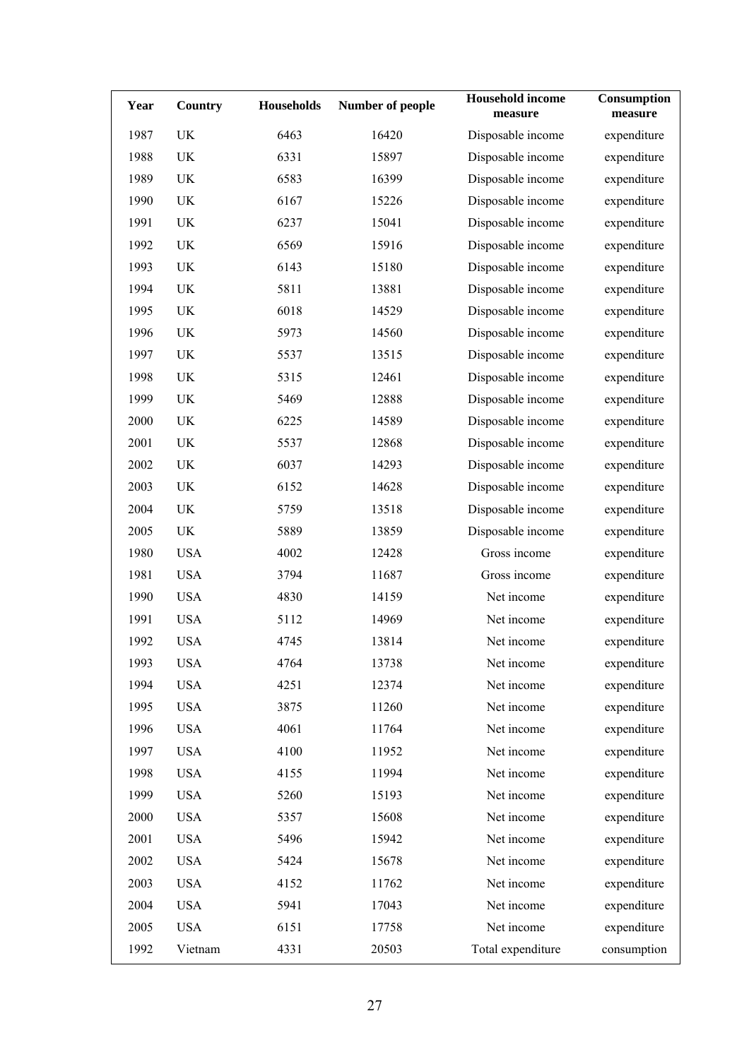| Year | Country | Households | Number of people | Household income measure | Consumption measure |
|---|---|---|---|---|---|
| 1987 | UK | 6463 | 16420 | Disposable income | expenditure |
| 1988 | UK | 6331 | 15897 | Disposable income | expenditure |
| 1989 | UK | 6583 | 16399 | Disposable income | expenditure |
| 1990 | UK | 6167 | 15226 | Disposable income | expenditure |
| 1991 | UK | 6237 | 15041 | Disposable income | expenditure |
| 1992 | UK | 6569 | 15916 | Disposable income | expenditure |
| 1993 | UK | 6143 | 15180 | Disposable income | expenditure |
| 1994 | UK | 5811 | 13881 | Disposable income | expenditure |
| 1995 | UK | 6018 | 14529 | Disposable income | expenditure |
| 1996 | UK | 5973 | 14560 | Disposable income | expenditure |
| 1997 | UK | 5537 | 13515 | Disposable income | expenditure |
| 1998 | UK | 5315 | 12461 | Disposable income | expenditure |
| 1999 | UK | 5469 | 12888 | Disposable income | expenditure |
| 2000 | UK | 6225 | 14589 | Disposable income | expenditure |
| 2001 | UK | 5537 | 12868 | Disposable income | expenditure |
| 2002 | UK | 6037 | 14293 | Disposable income | expenditure |
| 2003 | UK | 6152 | 14628 | Disposable income | expenditure |
| 2004 | UK | 5759 | 13518 | Disposable income | expenditure |
| 2005 | UK | 5889 | 13859 | Disposable income | expenditure |
| 1980 | USA | 4002 | 12428 | Gross income | expenditure |
| 1981 | USA | 3794 | 11687 | Gross income | expenditure |
| 1990 | USA | 4830 | 14159 | Net income | expenditure |
| 1991 | USA | 5112 | 14969 | Net income | expenditure |
| 1992 | USA | 4745 | 13814 | Net income | expenditure |
| 1993 | USA | 4764 | 13738 | Net income | expenditure |
| 1994 | USA | 4251 | 12374 | Net income | expenditure |
| 1995 | USA | 3875 | 11260 | Net income | expenditure |
| 1996 | USA | 4061 | 11764 | Net income | expenditure |
| 1997 | USA | 4100 | 11952 | Net income | expenditure |
| 1998 | USA | 4155 | 11994 | Net income | expenditure |
| 1999 | USA | 5260 | 15193 | Net income | expenditure |
| 2000 | USA | 5357 | 15608 | Net income | expenditure |
| 2001 | USA | 5496 | 15942 | Net income | expenditure |
| 2002 | USA | 5424 | 15678 | Net income | expenditure |
| 2003 | USA | 4152 | 11762 | Net income | expenditure |
| 2004 | USA | 5941 | 17043 | Net income | expenditure |
| 2005 | USA | 6151 | 17758 | Net income | expenditure |
| 1992 | Vietnam | 4331 | 20503 | Total expenditure | consumption |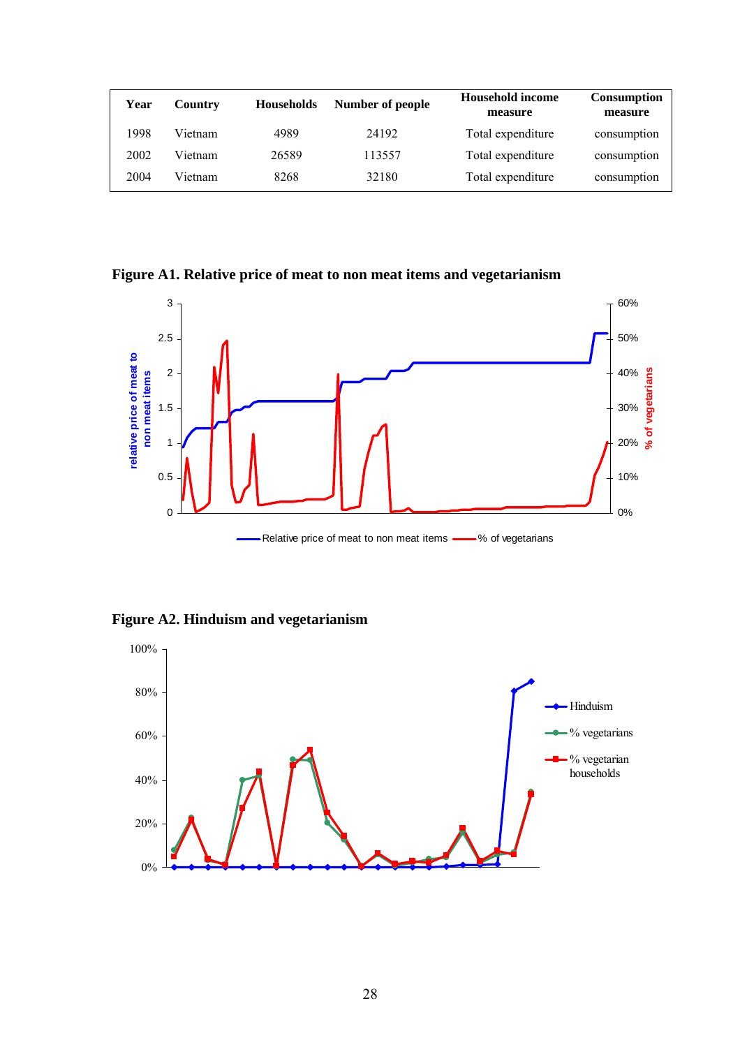| Year | Country | Households | Number of people | Household income measure | Consumption measure |
|---|---|---|---|---|---|
| 1998 | Vietnam | 4989 | 24192 | Total expenditure | consumption |
| 2002 | Vietnam | 26589 | 113557 | Total expenditure | consumption |
| 2004 | Vietnam | 8268 | 32180 | Total expenditure | consumption |

**Figure A1. Relative price of meat to non meat items and vegetarianism**

**Figure A2. Hinduism and vegetarianism**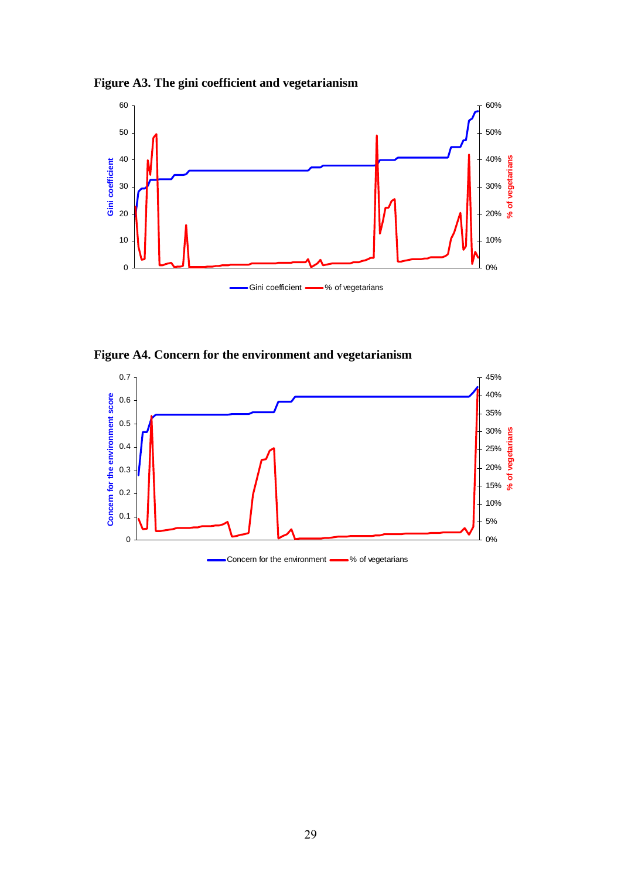**Figure A3. The gini coefficient and vegetarianism**

**Figure A4. Concern for the environment and vegetarianism**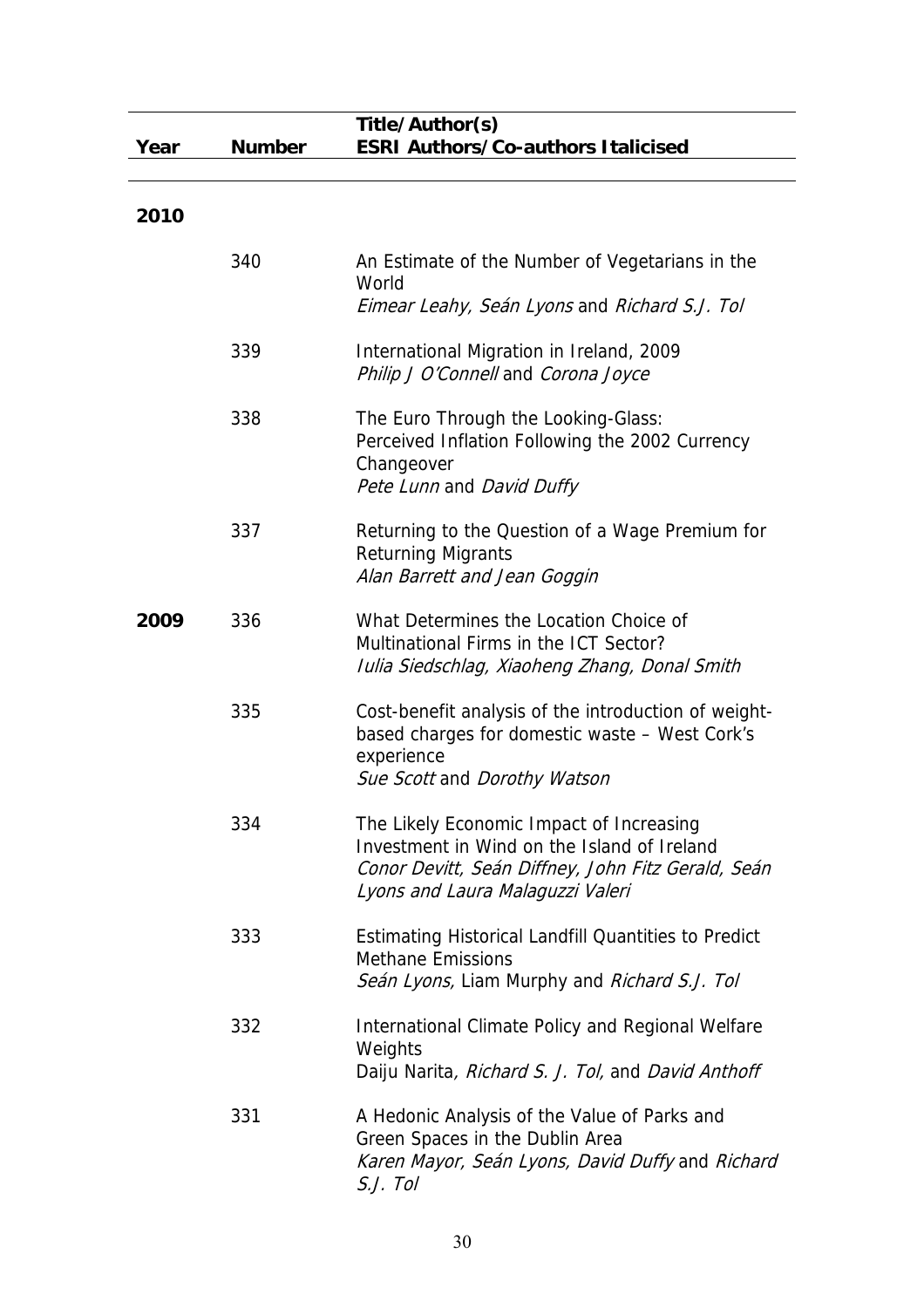| Year | Number | Title/Author(s)<br>ESRI Authors/Co-authors Italicised |
|---|---|---|
| **2010** | | |
| | 340 | An Estimate of the Number of Vegetarians in the World<br>*Eimear Leahy, Seán Lyons* and *Richard S.J. Tol* |
| | 339 | International Migration in Ireland, 2009<br>*Philip J O'Connell* and *Corona Joyce* |
| | 338 | The Euro Through the Looking-Glass: Perceived Inflation Following the 2002 Currency Changeover<br>*Pete Lunn* and *David Duffy* |
| | 337 | Returning to the Question of a Wage Premium for Returning Migrants<br>*Alan Barrett and Jean Goggin* |
| **2009** | 336 | What Determines the Location Choice of Multinational Firms in the ICT Sector?<br>*Iulia Siedschlag, Xiaoheng Zhang, Donal Smith* |
| | 335 | Cost-benefit analysis of the introduction of weight-based charges for domestic waste – West Cork's experience<br>*Sue Scott* and *Dorothy Watson* |
| | 334 | The Likely Economic Impact of Increasing Investment in Wind on the Island of Ireland<br>*Conor Devitt, Seán Diffney, John Fitz Gerald, Seán Lyons and Laura Malaguzzi Valeri* |
| | 333 | Estimating Historical Landfill Quantities to Predict Methane Emissions<br>*Seán Lyons,* Liam Murphy and *Richard S.J. Tol* |
| | 332 | International Climate Policy and Regional Welfare Weights<br>Daiju Narita*, Richard S. J. Tol,* and *David Anthoff* |
| | 331 | A Hedonic Analysis of the Value of Parks and Green Spaces in the Dublin Area<br>*Karen Mayor, Seán Lyons, David Duffy* and *Richard S.J. Tol* |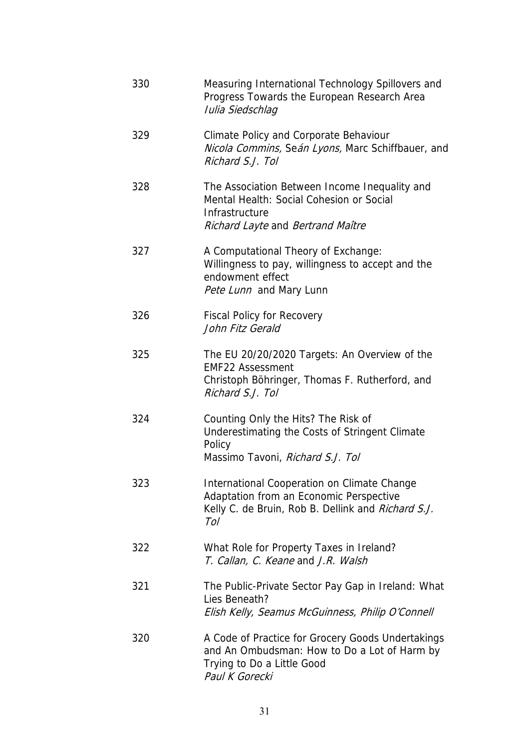| | |
|---|---|
| 330 | Measuring International Technology Spillovers and Progress Towards the European Research Area<br>*Iulia Siedschlag* |
| 329 | Climate Policy and Corporate Behaviour<br>*Nicola Commins,* S*eán Lyons,* Marc Schiffbauer, and *Richard S.J. Tol* |
| 328 | The Association Between Income Inequality and Mental Health: Social Cohesion or Social Infrastructure<br>*Richard Layte* and *Bertrand Maître* |
| 327 | A Computational Theory of Exchange: Willingness to pay, willingness to accept and the endowment effect<br>*Pete Lunn* and Mary Lunn |
| 326 | Fiscal Policy for Recovery<br>*John Fitz Gerald* |
| 325 | The EU 20/20/2020 Targets: An Overview of the EMF22 Assessment<br>Christoph Böhringer, Thomas F. Rutherford, and *Richard S.J. Tol* |
| 324 | Counting Only the Hits? The Risk of Underestimating the Costs of Stringent Climate Policy<br>Massimo Tavoni, *Richard S.J. Tol* |
| 323 | International Cooperation on Climate Change Adaptation from an Economic Perspective<br>Kelly C. de Bruin, Rob B. Dellink and *Richard S.J. Tol* |
| 322 | What Role for Property Taxes in Ireland?<br>*T. Callan, C. Keane* and *J.R. Walsh* |
| 321 | The Public-Private Sector Pay Gap in Ireland: What Lies Beneath?<br>*Elish Kelly, Seamus McGuinness, Philip O'Connell* |
| 320 | A Code of Practice for Grocery Goods Undertakings and An Ombudsman: How to Do a Lot of Harm by Trying to Do a Little Good<br>*Paul K Gorecki* |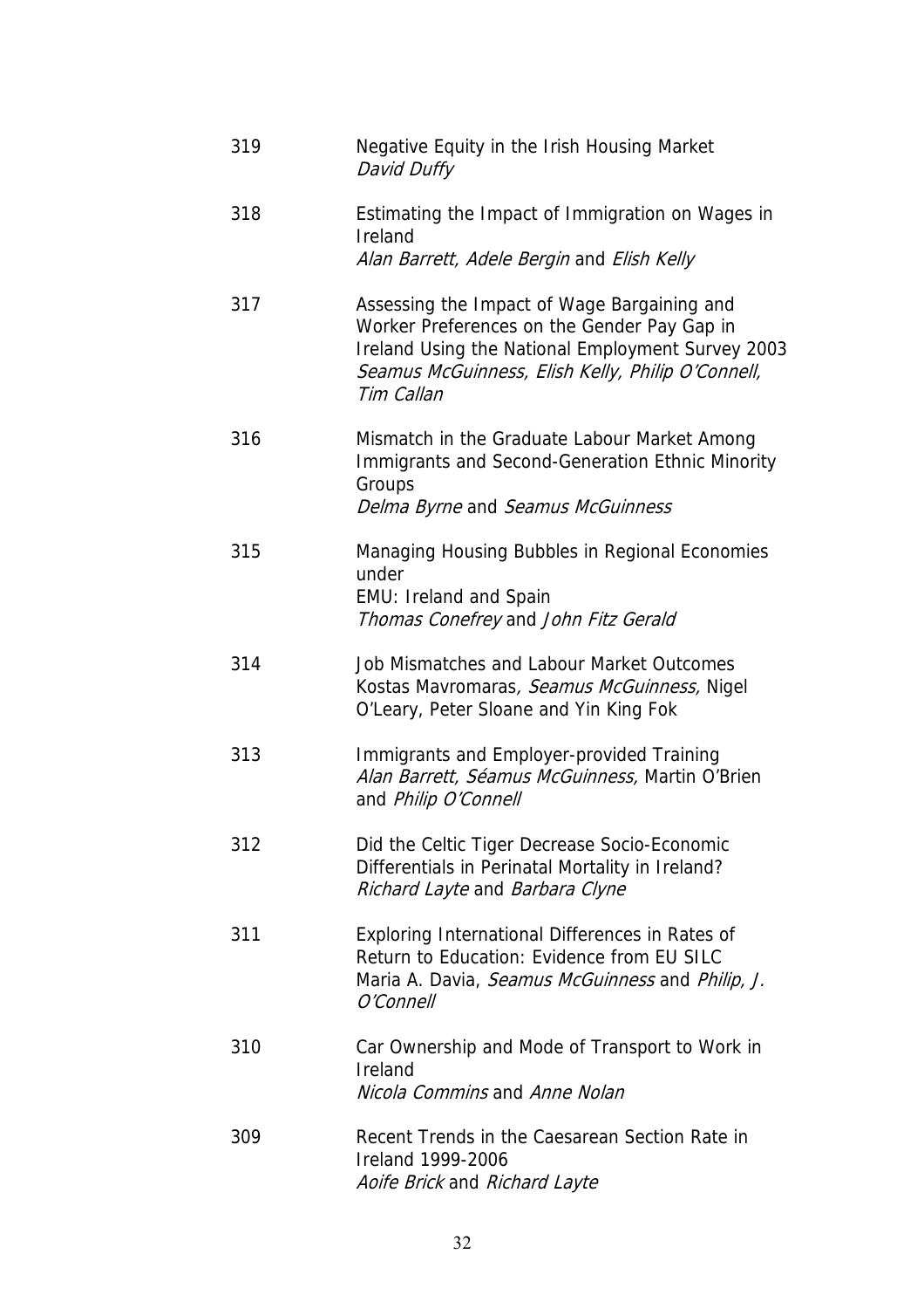| | |
|---|---|
| 319 | Negative Equity in the Irish Housing Market<br>*David Duffy* |
| 318 | Estimating the Impact of Immigration on Wages in Ireland<br>*Alan Barrett, Adele Bergin* and *Elish Kelly* |
| 317 | Assessing the Impact of Wage Bargaining and Worker Preferences on the Gender Pay Gap in Ireland Using the National Employment Survey 2003<br>*Seamus McGuinness, Elish Kelly, Philip O'Connell, Tim Callan* |
| 316 | Mismatch in the Graduate Labour Market Among Immigrants and Second-Generation Ethnic Minority Groups<br>*Delma Byrne* and *Seamus McGuinness* |
| 315 | Managing Housing Bubbles in Regional Economies under<br>EMU: Ireland and Spain<br>*Thomas Conefrey* and *John Fitz Gerald* |
| 314 | Job Mismatches and Labour Market Outcomes<br>Kostas Mavromaras*, Seamus McGuinness,* Nigel O'Leary, Peter Sloane and Yin King Fok |
| 313 | Immigrants and Employer-provided Training<br>*Alan Barrett, Séamus McGuinness,* Martin O'Brien and *Philip O'Connell* |
| 312 | Did the Celtic Tiger Decrease Socio-Economic Differentials in Perinatal Mortality in Ireland?<br>*Richard Layte* and *Barbara Clyne* |
| 311 | Exploring International Differences in Rates of Return to Education: Evidence from EU SILC<br>Maria A. Davia, *Seamus McGuinness* and *Philip, J. O'Connell* |
| 310 | Car Ownership and Mode of Transport to Work in Ireland<br>*Nicola Commins* and *Anne Nolan* |
| 309 | Recent Trends in the Caesarean Section Rate in Ireland 1999-2006<br>*Aoife Brick* and *Richard Layte* |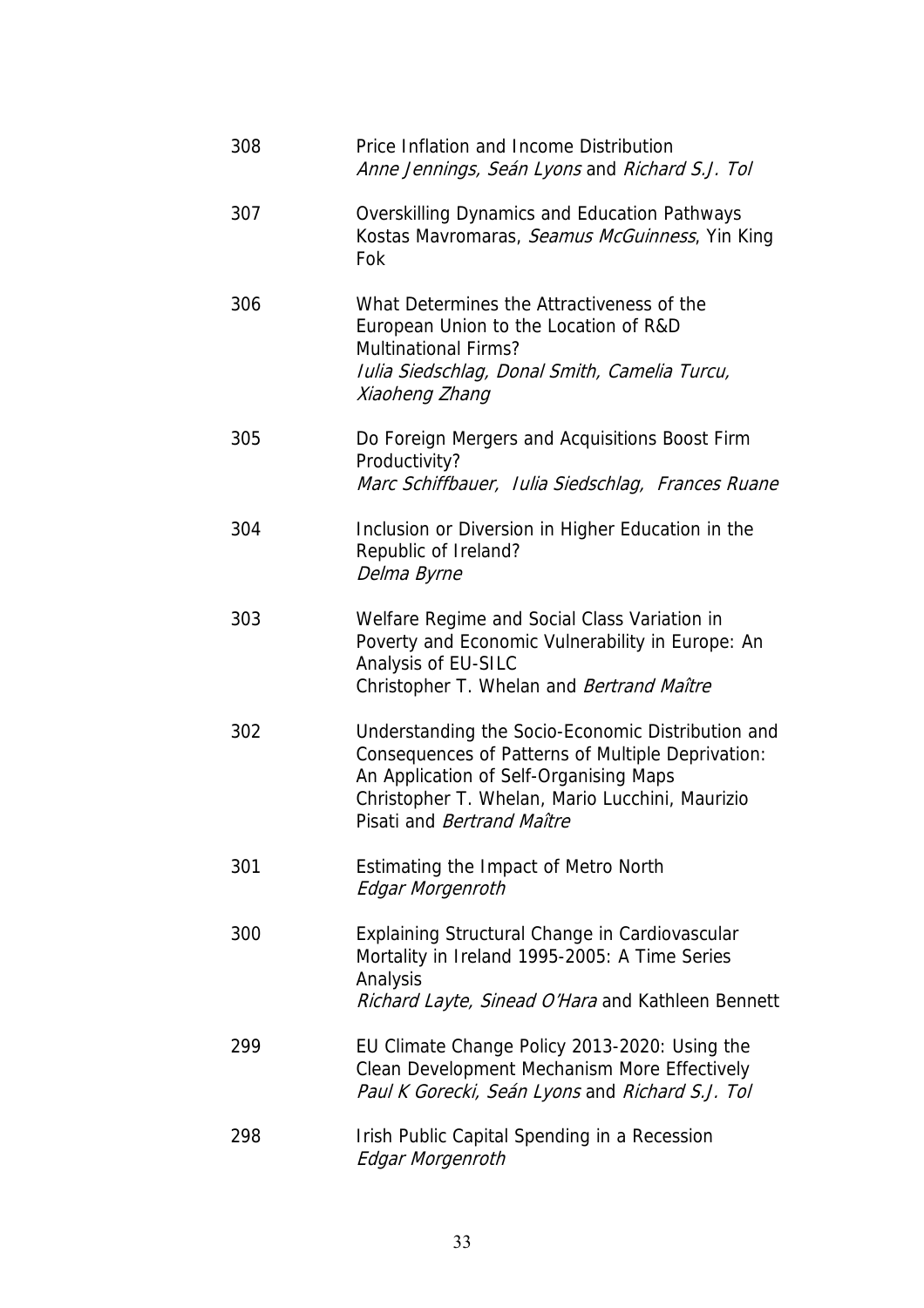| | |
|---|---|
| 308 | Price Inflation and Income Distribution<br>*Anne Jennings, Seán Lyons* and *Richard S.J. Tol* |
| 307 | Overskilling Dynamics and Education Pathways<br>Kostas Mavromaras, *Seamus McGuinness*, Yin King Fok |
| 306 | What Determines the Attractiveness of the European Union to the Location of R&D Multinational Firms?<br>*Iulia Siedschlag, Donal Smith, Camelia Turcu, Xiaoheng Zhang* |
| 305 | Do Foreign Mergers and Acquisitions Boost Firm Productivity?<br>*Marc Schiffbauer, Iulia Siedschlag, Frances Ruane* |
| 304 | Inclusion or Diversion in Higher Education in the Republic of Ireland?<br>*Delma Byrne* |
| 303 | Welfare Regime and Social Class Variation in Poverty and Economic Vulnerability in Europe: An Analysis of EU-SILC<br>Christopher T. Whelan and *Bertrand Maître* |
| 302 | Understanding the Socio-Economic Distribution and Consequences of Patterns of Multiple Deprivation: An Application of Self-Organising Maps<br>Christopher T. Whelan, Mario Lucchini, Maurizio Pisati and *Bertrand Maître* |
| 301 | Estimating the Impact of Metro North<br>*Edgar Morgenroth* |
| 300 | Explaining Structural Change in Cardiovascular Mortality in Ireland 1995-2005: A Time Series Analysis<br>*Richard Layte, Sinead O'Hara* and Kathleen Bennett |
| 299 | EU Climate Change Policy 2013-2020: Using the Clean Development Mechanism More Effectively<br>*Paul K Gorecki, Seán Lyons* and *Richard S.J. Tol* |
| 298 | Irish Public Capital Spending in a Recession<br>*Edgar Morgenroth* |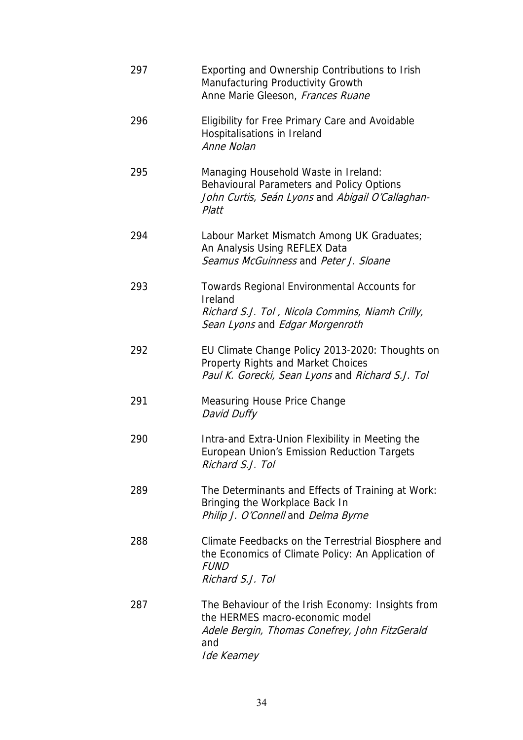| | |
|---|---|
| 297 | Exporting and Ownership Contributions to Irish Manufacturing Productivity Growth<br>Anne Marie Gleeson, *Frances Ruane* |
| 296 | Eligibility for Free Primary Care and Avoidable Hospitalisations in Ireland<br>*Anne Nolan* |
| 295 | Managing Household Waste in Ireland: Behavioural Parameters and Policy Options<br>*John Curtis, Seán Lyons* and *Abigail O'Callaghan-Platt* |
| 294 | Labour Market Mismatch Among UK Graduates; An Analysis Using REFLEX Data<br>*Seamus McGuinness* and *Peter J. Sloane* |
| 293 | Towards Regional Environmental Accounts for Ireland<br>*Richard S.J. Tol , Nicola Commins, Niamh Crilly, Sean Lyons* and *Edgar Morgenroth* |
| 292 | EU Climate Change Policy 2013-2020: Thoughts on Property Rights and Market Choices<br>*Paul K. Gorecki, Sean Lyons* and *Richard S.J. Tol* |
| 291 | Measuring House Price Change<br>*David Duffy* |
| 290 | Intra-and Extra-Union Flexibility in Meeting the European Union's Emission Reduction Targets<br>*Richard S.J. Tol* |
| 289 | The Determinants and Effects of Training at Work: Bringing the Workplace Back In<br>*Philip J. O'Connell* and *Delma Byrne* |
| 288 | Climate Feedbacks on the Terrestrial Biosphere and the Economics of Climate Policy: An Application of *FUND*<br>*Richard S.J. Tol* |
| 287 | The Behaviour of the Irish Economy: Insights from the HERMES macro-economic model<br>*Adele Bergin, Thomas Conefrey, John FitzGerald* and *Ide Kearney* |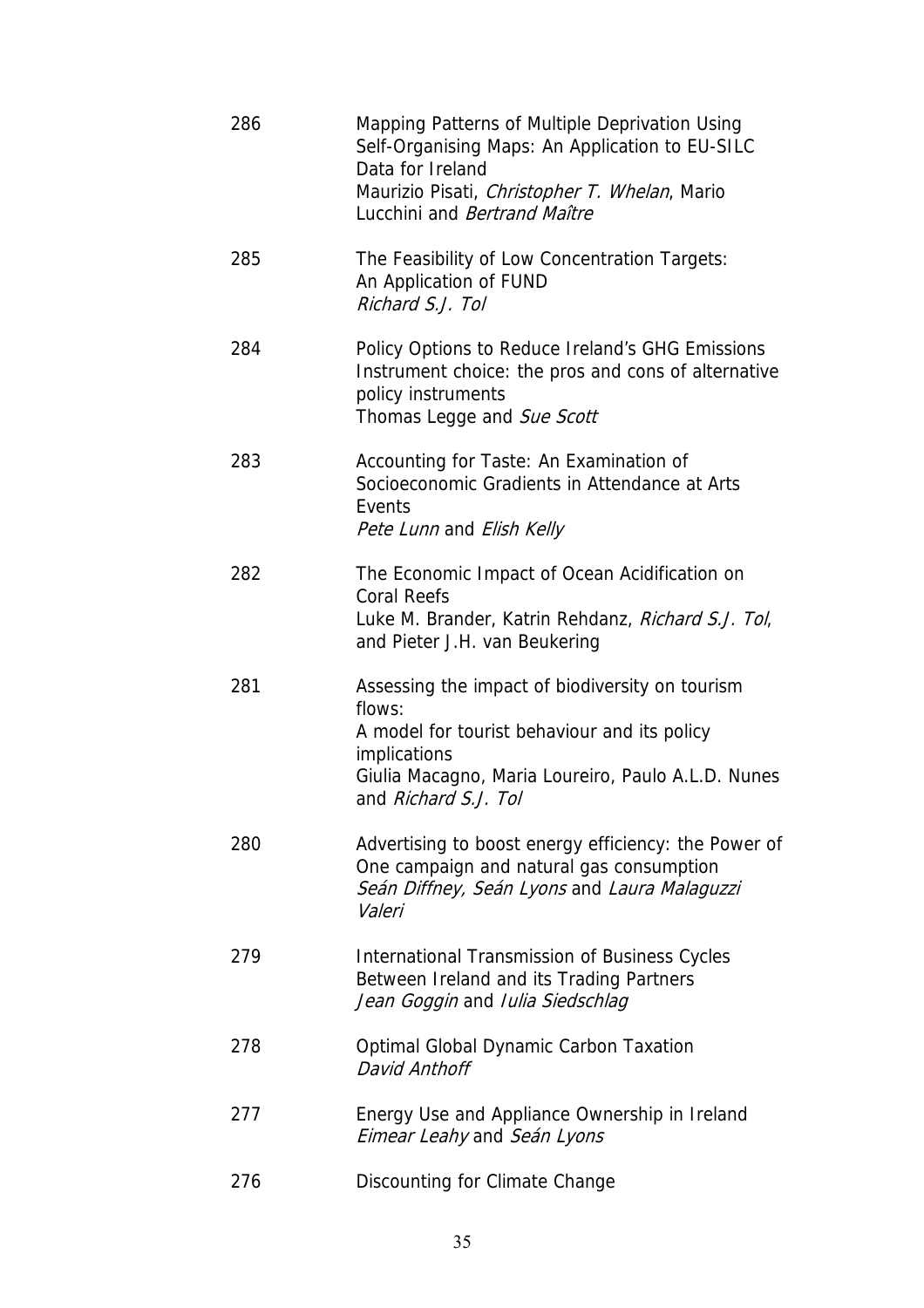| | |
|---|---|
| 286 | Mapping Patterns of Multiple Deprivation Using Self-Organising Maps: An Application to EU-SILC Data for Ireland<br>Maurizio Pisati, *Christopher T. Whelan*, Mario Lucchini and *Bertrand Maître* |
| 285 | The Feasibility of Low Concentration Targets: An Application of FUND<br>*Richard S.J. Tol* |
| 284 | Policy Options to Reduce Ireland's GHG Emissions Instrument choice: the pros and cons of alternative policy instruments<br>Thomas Legge and *Sue Scott* |
| 283 | Accounting for Taste: An Examination of Socioeconomic Gradients in Attendance at Arts Events<br>*Pete Lunn* and *Elish Kelly* |
| 282 | The Economic Impact of Ocean Acidification on Coral Reefs<br>Luke M. Brander, Katrin Rehdanz, *Richard S.J. Tol*, and Pieter J.H. van Beukering |
| 281 | Assessing the impact of biodiversity on tourism flows:<br>A model for tourist behaviour and its policy implications<br>Giulia Macagno, Maria Loureiro, Paulo A.L.D. Nunes and *Richard S.J. Tol* |
| 280 | Advertising to boost energy efficiency: the Power of One campaign and natural gas consumption<br>*Seán Diffney, Seán Lyons* and *Laura Malaguzzi Valeri* |
| 279 | International Transmission of Business Cycles Between Ireland and its Trading Partners<br>*Jean Goggin* and *Iulia Siedschlag* |
| 278 | Optimal Global Dynamic Carbon Taxation<br>*David Anthoff* |
| 277 | Energy Use and Appliance Ownership in Ireland<br>*Eimear Leahy* and *Seán Lyons* |
| 276 | Discounting for Climate Change |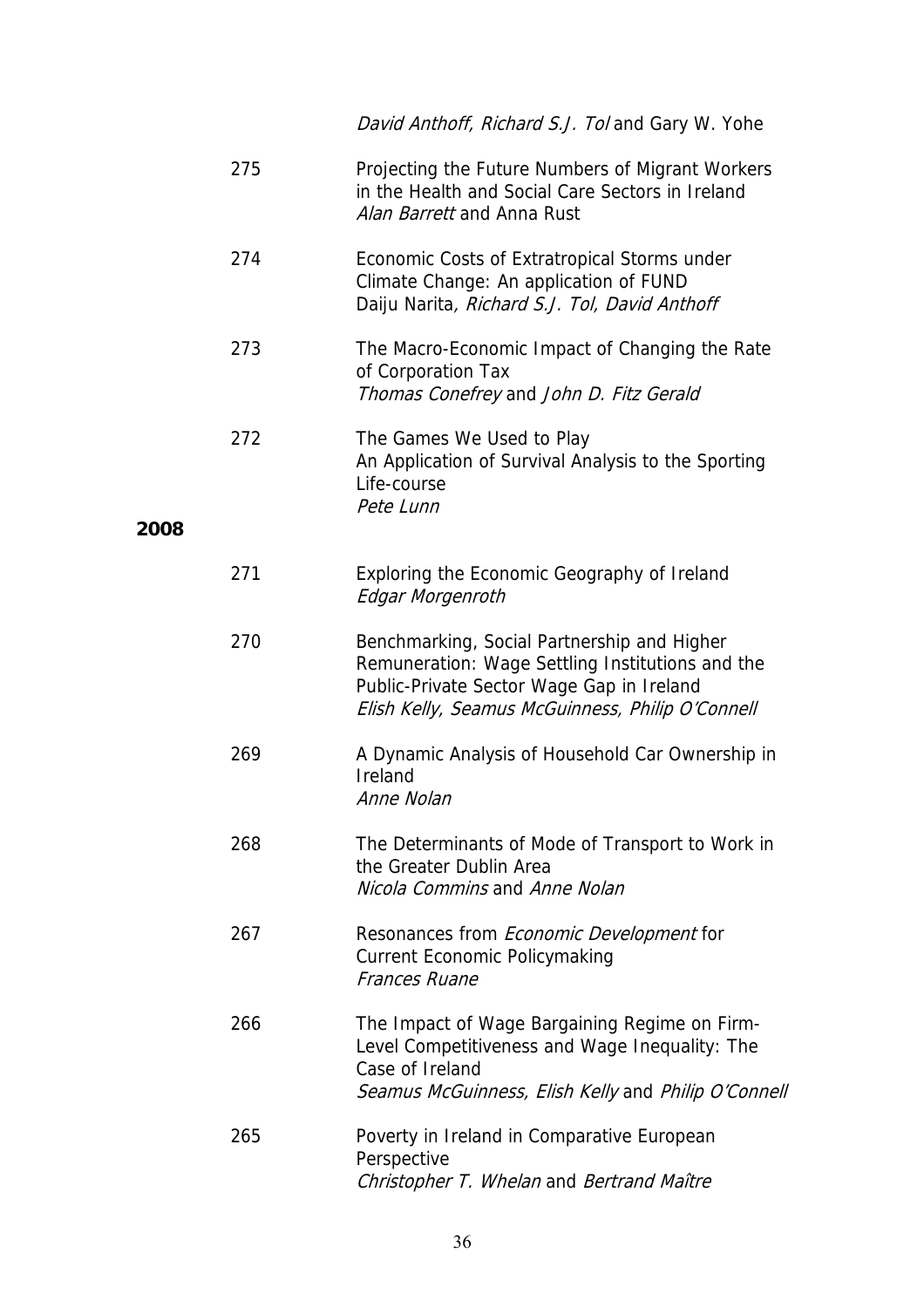*David Anthoff, Richard S.J. Tol* and Gary W. Yohe

| | | |
|---|---|---|
| | 275 | Projecting the Future Numbers of Migrant Workers in the Health and Social Care Sectors in Ireland<br>*Alan Barrett* and Anna Rust |
| | 274 | Economic Costs of Extratropical Storms under Climate Change: An application of FUND<br>Daiju Narita*, Richard S.J. Tol, David Anthoff* |
| | 273 | The Macro-Economic Impact of Changing the Rate of Corporation Tax<br>*Thomas Conefrey* and *John D. Fitz Gerald* |
| | 272 | The Games We Used to Play<br>An Application of Survival Analysis to the Sporting Life-course<br>*Pete Lunn* |
| **2008** | | |
| | 271 | Exploring the Economic Geography of Ireland<br>*Edgar Morgenroth* |
| | 270 | Benchmarking, Social Partnership and Higher Remuneration: Wage Settling Institutions and the Public-Private Sector Wage Gap in Ireland<br>*Elish Kelly, Seamus McGuinness, Philip O'Connell* |
| | 269 | A Dynamic Analysis of Household Car Ownership in Ireland<br>*Anne Nolan* |
| | 268 | The Determinants of Mode of Transport to Work in the Greater Dublin Area<br>*Nicola Commins* and *Anne Nolan* |
| | 267 | Resonances from *Economic Development* for Current Economic Policymaking<br>*Frances Ruane* |
| | 266 | The Impact of Wage Bargaining Regime on Firm-Level Competitiveness and Wage Inequality: The Case of Ireland<br>*Seamus McGuinness, Elish Kelly* and *Philip O'Connell* |
| | 265 | Poverty in Ireland in Comparative European Perspective<br>*Christopher T. Whelan* and *Bertrand Maître* |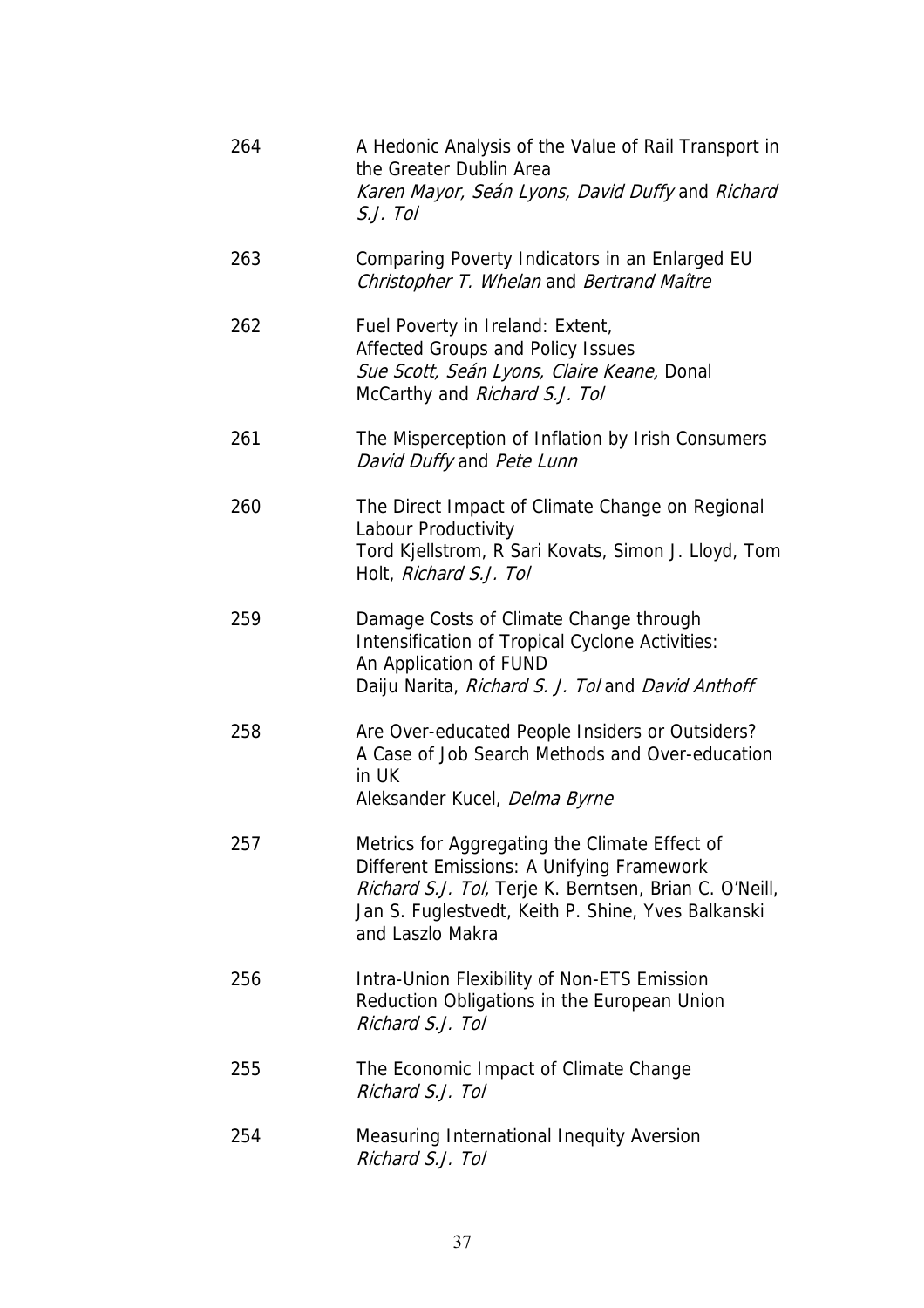| | |
|---|---|
| 264 | A Hedonic Analysis of the Value of Rail Transport in the Greater Dublin Area<br>*Karen Mayor, Seán Lyons, David Duffy* and *Richard S.J. Tol* |
| 263 | Comparing Poverty Indicators in an Enlarged EU<br>*Christopher T. Whelan* and *Bertrand Maître* |
| 262 | Fuel Poverty in Ireland: Extent, Affected Groups and Policy Issues<br>*Sue Scott, Seán Lyons, Claire Keane,* Donal McCarthy and *Richard S.J. Tol* |
| 261 | The Misperception of Inflation by Irish Consumers<br>*David Duffy* and *Pete Lunn* |
| 260 | The Direct Impact of Climate Change on Regional Labour Productivity<br>Tord Kjellstrom, R Sari Kovats, Simon J. Lloyd, Tom Holt, *Richard S.J. Tol* |
| 259 | Damage Costs of Climate Change through Intensification of Tropical Cyclone Activities: An Application of FUND<br>Daiju Narita, *Richard S. J. Tol* and *David Anthoff* |
| 258 | Are Over-educated People Insiders or Outsiders? A Case of Job Search Methods and Over-education in UK<br>Aleksander Kucel, *Delma Byrne* |
| 257 | Metrics for Aggregating the Climate Effect of Different Emissions: A Unifying Framework<br>*Richard S.J. Tol,* Terje K. Berntsen, Brian C. O'Neill, Jan S. Fuglestvedt, Keith P. Shine, Yves Balkanski and Laszlo Makra |
| 256 | Intra-Union Flexibility of Non-ETS Emission Reduction Obligations in the European Union<br>*Richard S.J. Tol* |
| 255 | The Economic Impact of Climate Change<br>*Richard S.J. Tol* |
| 254 | Measuring International Inequity Aversion<br>*Richard S.J. Tol* |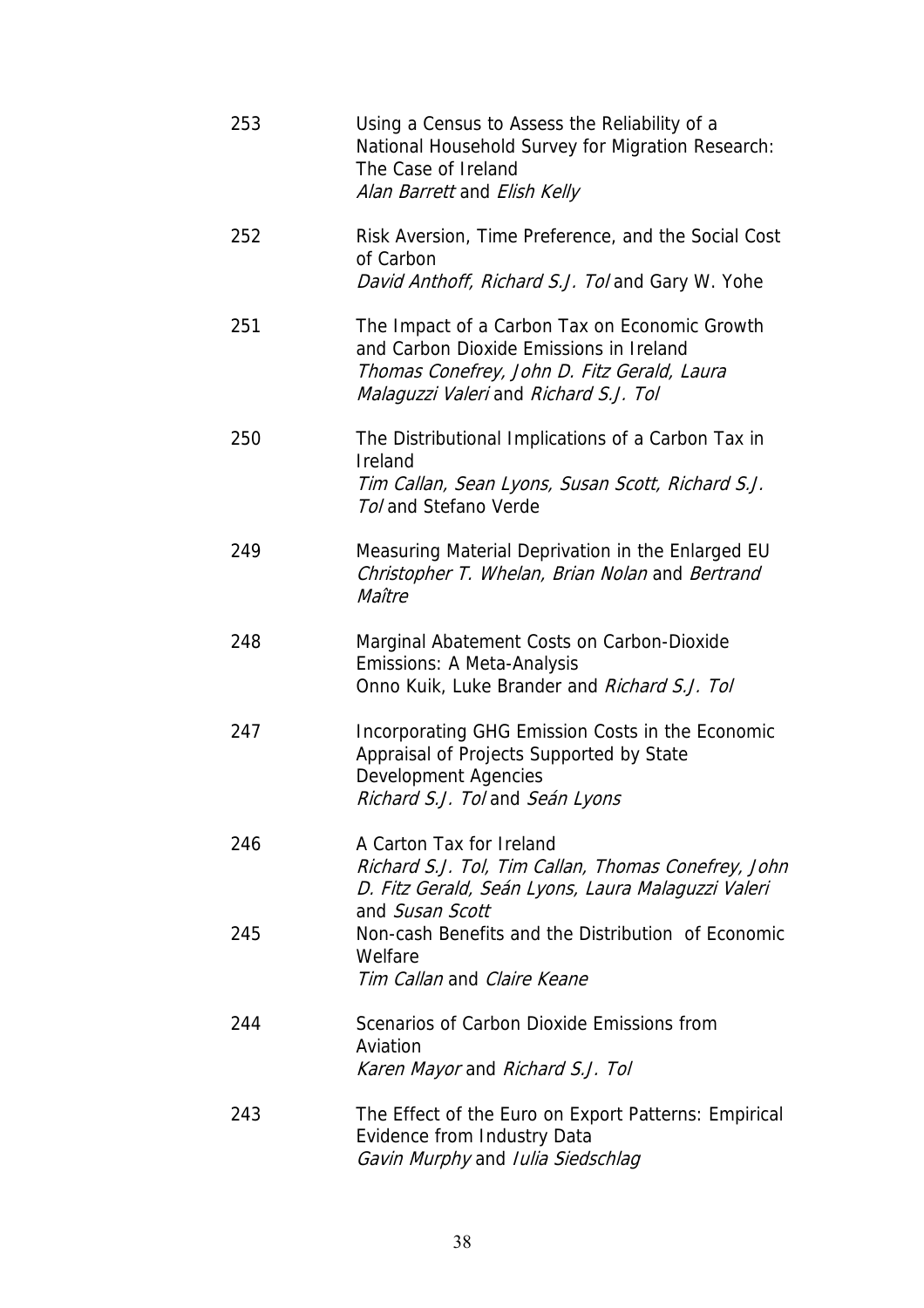| | |
|---|---|
| 253 | Using a Census to Assess the Reliability of a National Household Survey for Migration Research: The Case of Ireland<br>*Alan Barrett* and *Elish Kelly* |
| 252 | Risk Aversion, Time Preference, and the Social Cost of Carbon<br>*David Anthoff, Richard S.J. Tol* and Gary W. Yohe |
| 251 | The Impact of a Carbon Tax on Economic Growth and Carbon Dioxide Emissions in Ireland<br>*Thomas Conefrey, John D. Fitz Gerald, Laura Malaguzzi Valeri* and *Richard S.J. Tol* |
| 250 | The Distributional Implications of a Carbon Tax in Ireland<br>*Tim Callan, Sean Lyons, Susan Scott, Richard S.J. Tol* and Stefano Verde |
| 249 | Measuring Material Deprivation in the Enlarged EU<br>*Christopher T. Whelan, Brian Nolan* and *Bertrand Maître* |
| 248 | Marginal Abatement Costs on Carbon-Dioxide Emissions: A Meta-Analysis<br>Onno Kuik, Luke Brander and *Richard S.J. Tol* |
| 247 | Incorporating GHG Emission Costs in the Economic Appraisal of Projects Supported by State Development Agencies<br>*Richard S.J. Tol* and *Seán Lyons* |
| 246 | A Carton Tax for Ireland<br>*Richard S.J. Tol, Tim Callan, Thomas Conefrey, John D. Fitz Gerald, Seán Lyons, Laura Malaguzzi Valeri* and *Susan Scott* |
| 245 | Non-cash Benefits and the Distribution of Economic Welfare<br>*Tim Callan* and *Claire Keane* |
| 244 | Scenarios of Carbon Dioxide Emissions from Aviation<br>*Karen Mayor* and *Richard S.J. Tol* |
| 243 | The Effect of the Euro on Export Patterns: Empirical Evidence from Industry Data<br>*Gavin Murphy* and *Iulia Siedschlag* |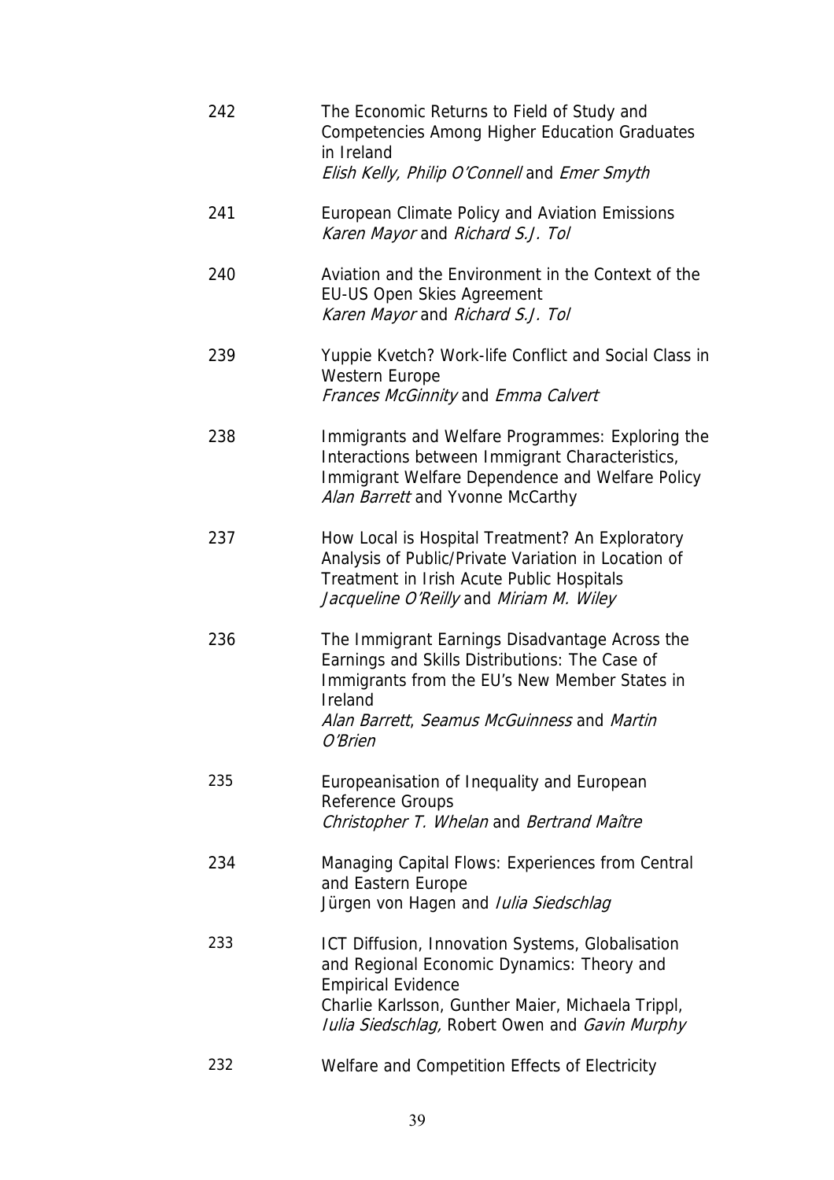| | |
|---|---|
| 242 | The Economic Returns to Field of Study and Competencies Among Higher Education Graduates in Ireland<br>*Elish Kelly, Philip O'Connell* and *Emer Smyth* |
| 241 | European Climate Policy and Aviation Emissions<br>*Karen Mayor* and *Richard S.J. Tol* |
| 240 | Aviation and the Environment in the Context of the EU-US Open Skies Agreement<br>*Karen Mayor* and *Richard S.J. Tol* |
| 239 | Yuppie Kvetch? Work-life Conflict and Social Class in Western Europe<br>*Frances McGinnity* and *Emma Calvert* |
| 238 | Immigrants and Welfare Programmes: Exploring the Interactions between Immigrant Characteristics, Immigrant Welfare Dependence and Welfare Policy<br>*Alan Barrett* and Yvonne McCarthy |
| 237 | How Local is Hospital Treatment? An Exploratory Analysis of Public/Private Variation in Location of Treatment in Irish Acute Public Hospitals<br>*Jacqueline O'Reilly* and *Miriam M. Wiley* |
| 236 | The Immigrant Earnings Disadvantage Across the Earnings and Skills Distributions: The Case of Immigrants from the EU's New Member States in Ireland<br>*Alan Barrett*, *Seamus McGuinness* and *Martin O'Brien* |
| 235 | Europeanisation of Inequality and European Reference Groups<br>*Christopher T. Whelan* and *Bertrand Maître* |
| 234 | Managing Capital Flows: Experiences from Central and Eastern Europe<br>Jürgen von Hagen and *Iulia Siedschlag* |
| 233 | ICT Diffusion, Innovation Systems, Globalisation and Regional Economic Dynamics: Theory and Empirical Evidence<br>Charlie Karlsson, Gunther Maier, Michaela Trippl, *Iulia Siedschlag,* Robert Owen and *Gavin Murphy* |
| 232 | Welfare and Competition Effects of Electricity |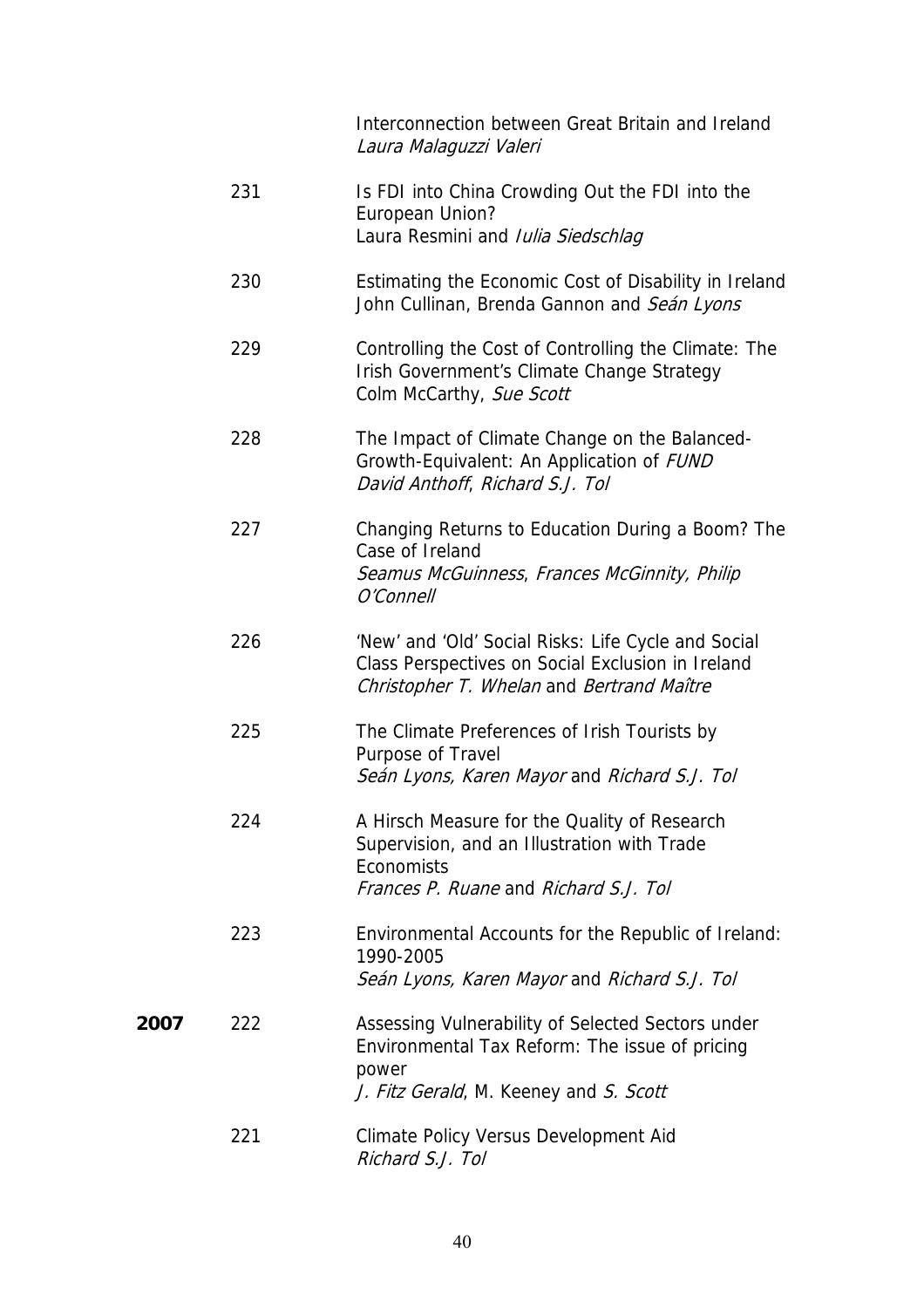| | | |
|---|---|---|
| | | Interconnection between Great Britain and Ireland<br>*Laura Malaguzzi Valeri* |
| | 231 | Is FDI into China Crowding Out the FDI into the European Union?<br>Laura Resmini and *Iulia Siedschlag* |
| | 230 | Estimating the Economic Cost of Disability in Ireland<br>John Cullinan, Brenda Gannon and *Seán Lyons* |
| | 229 | Controlling the Cost of Controlling the Climate: The Irish Government's Climate Change Strategy<br>Colm McCarthy, *Sue Scott* |
| | 228 | The Impact of Climate Change on the Balanced-Growth-Equivalent: An Application of *FUND*<br>*David Anthoff*, *Richard S.J. Tol* |
| | 227 | Changing Returns to Education During a Boom? The Case of Ireland<br>*Seamus McGuinness*, *Frances McGinnity, Philip O'Connell* |
| | 226 | 'New' and 'Old' Social Risks: Life Cycle and Social Class Perspectives on Social Exclusion in Ireland<br>*Christopher T. Whelan* and *Bertrand Maître* |
| | 225 | The Climate Preferences of Irish Tourists by Purpose of Travel<br>*Seán Lyons, Karen Mayor* and *Richard S.J. Tol* |
| | 224 | A Hirsch Measure for the Quality of Research Supervision, and an Illustration with Trade Economists<br>*Frances P. Ruane* and *Richard S.J. Tol* |
| | 223 | Environmental Accounts for the Republic of Ireland: 1990-2005<br>*Seán Lyons, Karen Mayor* and *Richard S.J. Tol* |
| **2007** | 222 | Assessing Vulnerability of Selected Sectors under Environmental Tax Reform: The issue of pricing power<br>*J. Fitz Gerald*, M. Keeney and *S. Scott* |
| | 221 | Climate Policy Versus Development Aid<br>*Richard S.J. Tol* |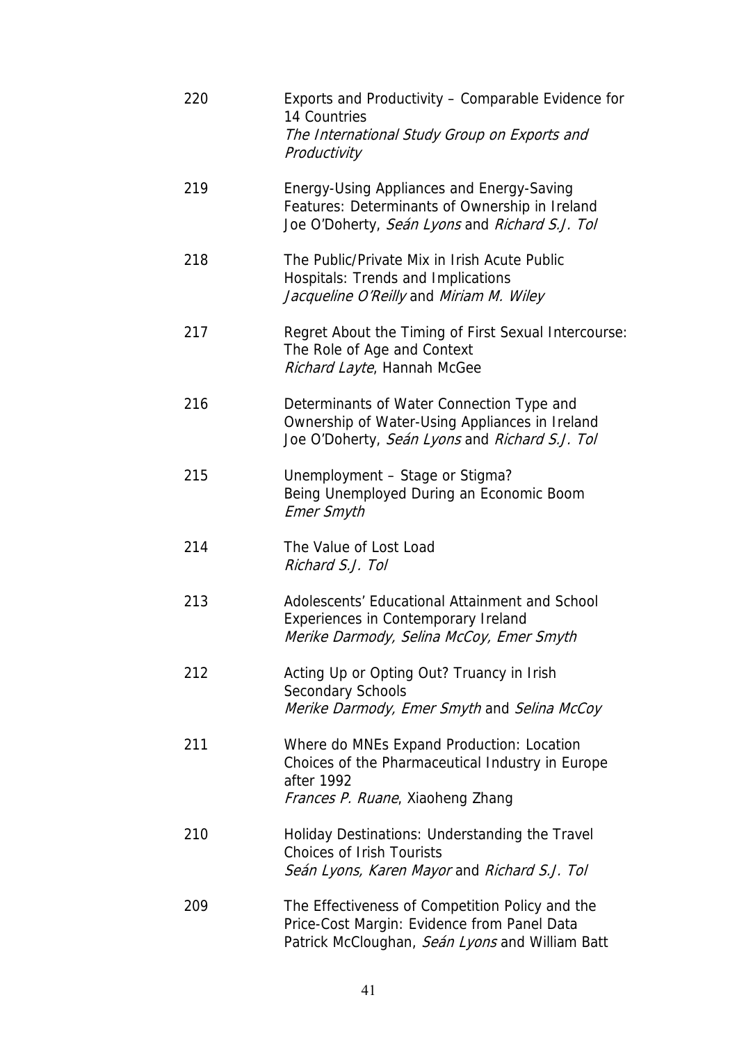| | |
|---|---|
| 220 | Exports and Productivity – Comparable Evidence for 14 Countries<br>*The International Study Group on Exports and Productivity* |
| 219 | Energy-Using Appliances and Energy-Saving Features: Determinants of Ownership in Ireland<br>Joe O'Doherty, *Seán Lyons* and *Richard S.J. Tol* |
| 218 | The Public/Private Mix in Irish Acute Public Hospitals: Trends and Implications<br>*Jacqueline O'Reilly* and *Miriam M. Wiley* |
| 217 | Regret About the Timing of First Sexual Intercourse: The Role of Age and Context<br>*Richard Layte*, Hannah McGee |
| 216 | Determinants of Water Connection Type and Ownership of Water-Using Appliances in Ireland<br>Joe O'Doherty, *Seán Lyons* and *Richard S.J. Tol* |
| 215 | Unemployment – Stage or Stigma?<br>Being Unemployed During an Economic Boom<br>*Emer Smyth* |
| 214 | The Value of Lost Load<br>*Richard S.J. Tol* |
| 213 | Adolescents' Educational Attainment and School Experiences in Contemporary Ireland<br>*Merike Darmody, Selina McCoy, Emer Smyth* |
| 212 | Acting Up or Opting Out? Truancy in Irish Secondary Schools<br>*Merike Darmody, Emer Smyth* and *Selina McCoy* |
| 211 | Where do MNEs Expand Production: Location Choices of the Pharmaceutical Industry in Europe after 1992<br>*Frances P. Ruane*, Xiaoheng Zhang |
| 210 | Holiday Destinations: Understanding the Travel Choices of Irish Tourists<br>*Seán Lyons, Karen Mayor* and *Richard S.J. Tol* |
| 209 | The Effectiveness of Competition Policy and the Price-Cost Margin: Evidence from Panel Data<br>Patrick McCloughan, *Seán Lyons* and William Batt |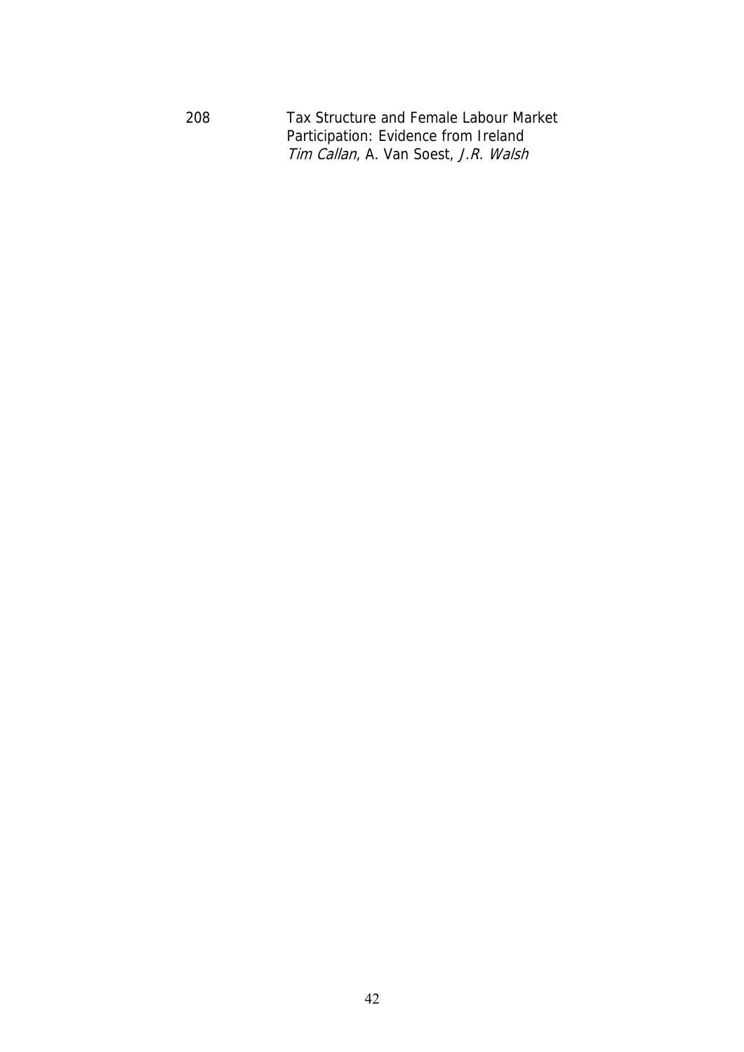| | |
|---|---|
| 208 | Tax Structure and Female Labour Market Participation: Evidence from Ireland<br>*Tim Callan*, A. Van Soest, *J.R. Walsh* |